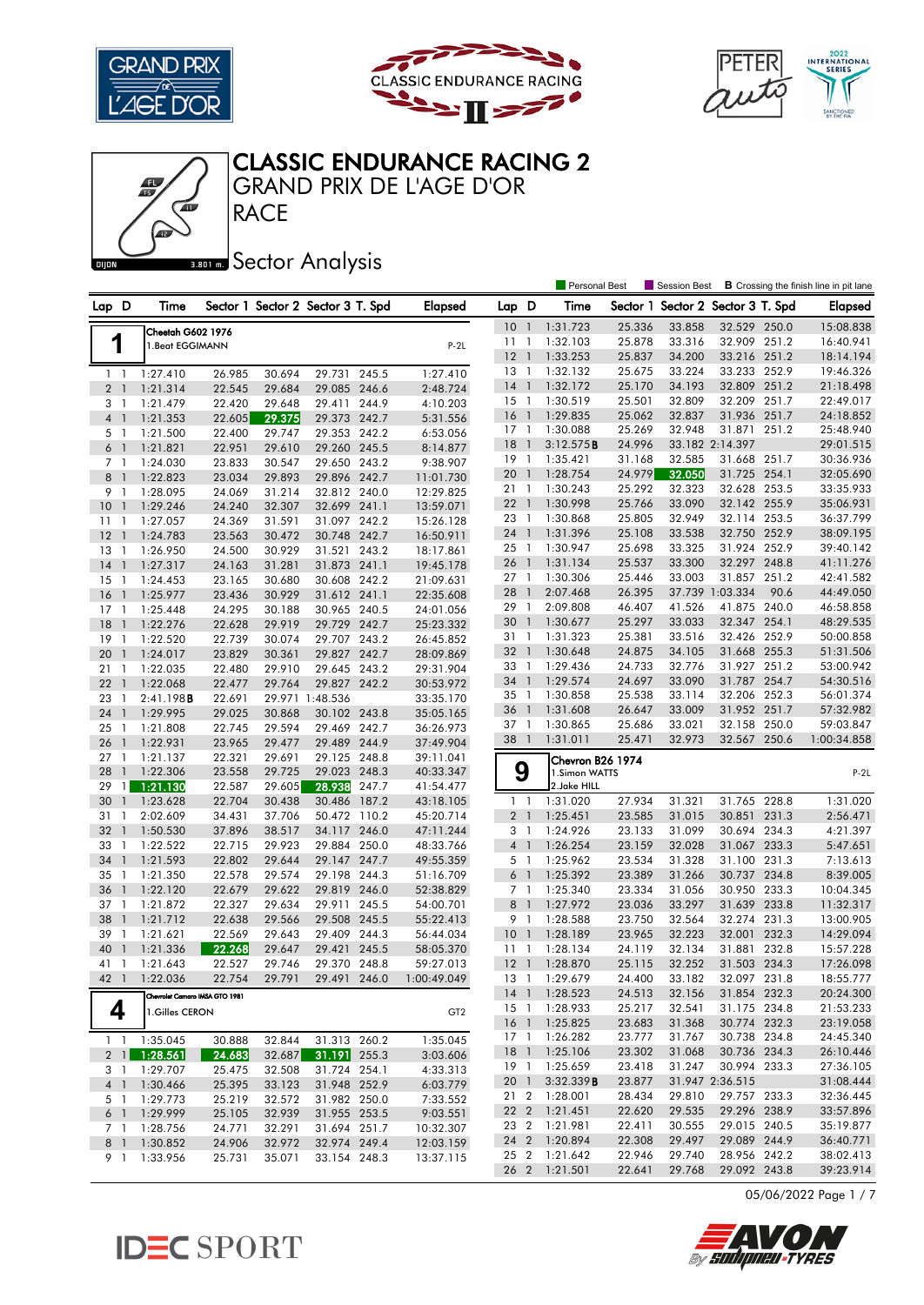# CLASSIC ENDURANCE RACING 2

## GRAND PRIX DE L'AGE D'OR

## RACE

## Sector Analysis

DIJON 3.801 m.

Personal Best | Session Best | B Crossing the finish line in pit lane

### 1 — Cheetah G602 1976 — 1.Beat EGGIMANN — P-2L

| Lap | D | Time | Sector 1 | Sector 2 | Sector 3 | T. Spd | Elapsed |
|---|---|---|---|---|---|---|---|
| 1 | 1 | 1:27.410 | 26.985 | 30.694 | 29.731 | 245.5 | 1:27.410 |
| 2 | 1 | 1:21.314 | 22.545 | 29.684 | 29.085 | 246.6 | 2:48.724 |
| 3 | 1 | 1:21.479 | 22.420 | 29.648 | 29.411 | 244.9 | 4:10.203 |
| 4 | 1 | 1:21.353 | 22.605 | 29.375 | 29.373 | 242.7 | 5:31.556 |
| 5 | 1 | 1:21.500 | 22.400 | 29.747 | 29.353 | 242.2 | 6:53.056 |
| 6 | 1 | 1:21.821 | 22.951 | 29.610 | 29.260 | 245.5 | 8:14.877 |
| 7 | 1 | 1:24.030 | 23.833 | 30.547 | 29.650 | 243.2 | 9:38.907 |
| 8 | 1 | 1:22.823 | 23.034 | 29.893 | 29.896 | 242.7 | 11:01.730 |
| 9 | 1 | 1:28.095 | 24.069 | 31.214 | 32.812 | 240.0 | 12:29.825 |
| 10 | 1 | 1:29.246 | 24.240 | 32.307 | 32.699 | 241.1 | 13:59.071 |
| 11 | 1 | 1:27.057 | 24.369 | 31.591 | 31.097 | 242.2 | 15:26.128 |
| 12 | 1 | 1:24.783 | 23.563 | 30.472 | 30.748 | 242.7 | 16:50.911 |
| 13 | 1 | 1:26.950 | 24.500 | 30.929 | 31.521 | 243.2 | 18:17.861 |
| 14 | 1 | 1:27.317 | 24.163 | 31.281 | 31.873 | 241.1 | 19:45.178 |
| 15 | 1 | 1:24.453 | 23.165 | 30.680 | 30.608 | 242.2 | 21:09.631 |
| 16 | 1 | 1:25.977 | 23.436 | 30.929 | 31.612 | 241.1 | 22:35.608 |
| 17 | 1 | 1:25.448 | 24.295 | 30.188 | 30.965 | 240.5 | 24:01.056 |
| 18 | 1 | 1:22.276 | 22.628 | 29.919 | 29.729 | 242.7 | 25:23.332 |
| 19 | 1 | 1:22.520 | 22.739 | 30.074 | 29.707 | 243.2 | 26:45.852 |
| 20 | 1 | 1:24.017 | 23.829 | 30.361 | 29.827 | 242.7 | 28:09.869 |
| 21 | 1 | 1:22.035 | 22.480 | 29.910 | 29.645 | 243.2 | 29:31.904 |
| 22 | 1 | 1:22.068 | 22.477 | 29.764 | 29.827 | 242.2 | 30:53.972 |
| 23 | 1 | 2:41.198B | 22.691 | 29.971 | 1:48.536 | | 33:35.170 |
| 24 | 1 | 1:29.995 | 29.025 | 30.868 | 30.102 | 243.8 | 35:05.165 |
| 25 | 1 | 1:21.808 | 22.745 | 29.594 | 29.469 | 242.7 | 36:26.973 |
| 26 | 1 | 1:22.931 | 23.965 | 29.477 | 29.489 | 244.9 | 37:49.904 |
| 27 | 1 | 1:21.137 | 22.321 | 29.691 | 29.125 | 248.8 | 39:11.041 |
| 28 | 1 | 1:22.306 | 23.558 | 29.725 | 29.023 | 248.3 | 40:33.347 |
| 29 | 1 | 1:21.130 | 22.587 | 29.605 | 28.938 | 247.7 | 41:54.477 |
| 30 | 1 | 1:23.628 | 22.704 | 30.438 | 30.486 | 187.2 | 43:18.105 |
| 31 | 1 | 2:02.609 | 34.431 | 37.706 | 50.472 | 110.2 | 45:20.714 |
| 32 | 1 | 1:50.530 | 37.896 | 38.517 | 34.117 | 246.0 | 47:11.244 |
| 33 | 1 | 1:22.522 | 22.715 | 29.923 | 29.884 | 250.0 | 48:33.766 |
| 34 | 1 | 1:21.593 | 22.802 | 29.644 | 29.147 | 247.7 | 49:55.359 |
| 35 | 1 | 1:21.350 | 22.578 | 29.574 | 29.198 | 244.3 | 51:16.709 |
| 36 | 1 | 1:22.120 | 22.679 | 29.622 | 29.819 | 246.0 | 52:38.829 |
| 37 | 1 | 1:21.872 | 22.327 | 29.634 | 29.911 | 245.5 | 54:00.701 |
| 38 | 1 | 1:21.712 | 22.638 | 29.566 | 29.508 | 245.5 | 55:22.413 |
| 39 | 1 | 1:21.621 | 22.569 | 29.643 | 29.409 | 244.3 | 56:44.034 |
| 40 | 1 | 1:21.336 | 22.268 | 29.647 | 29.421 | 245.5 | 58:05.370 |
| 41 | 1 | 1:21.643 | 22.527 | 29.746 | 29.370 | 248.8 | 59:27.013 |
| 42 | 1 | 1:22.036 | 22.754 | 29.791 | 29.491 | 246.0 | 1:00:49.049 |

### 4 — Chevrolet Camaro IMSA GTO 1981 — 1.Gilles CERON — GT2

| Lap | D | Time | Sector 1 | Sector 2 | Sector 3 | T. Spd | Elapsed |
|---|---|---|---|---|---|---|---|
| 1 | 1 | 1:35.045 | 30.888 | 32.844 | 31.313 | 260.2 | 1:35.045 |
| 2 | 1 | 1:28.561 | 24.683 | 32.687 | 31.191 | 255.3 | 3:03.606 |
| 3 | 1 | 1:29.707 | 25.475 | 32.508 | 31.724 | 254.1 | 4:33.313 |
| 4 | 1 | 1:30.466 | 25.395 | 33.123 | 31.948 | 252.9 | 6:03.779 |
| 5 | 1 | 1:29.773 | 25.219 | 32.572 | 31.982 | 250.0 | 7:33.552 |
| 6 | 1 | 1:29.999 | 25.105 | 32.939 | 31.955 | 253.5 | 9:03.551 |
| 7 | 1 | 1:28.756 | 24.771 | 32.291 | 31.694 | 251.7 | 10:32.307 |
| 8 | 1 | 1:30.852 | 24.906 | 32.972 | 32.974 | 249.4 | 12:03.159 |
| 9 | 1 | 1:33.956 | 25.731 | 35.071 | 33.154 | 248.3 | 13:37.115 |
| 10 | 1 | 1:31.723 | 25.336 | 33.858 | 32.529 | 250.0 | 15:08.838 |
| 11 | 1 | 1:32.103 | 25.878 | 33.316 | 32.909 | 251.2 | 16:40.941 |
| 12 | 1 | 1:33.253 | 25.837 | 34.200 | 33.216 | 251.2 | 18:14.194 |
| 13 | 1 | 1:32.132 | 25.675 | 33.224 | 33.233 | 252.9 | 19:46.326 |
| 14 | 1 | 1:32.172 | 25.170 | 34.193 | 32.809 | 251.2 | 21:18.498 |
| 15 | 1 | 1:30.519 | 25.501 | 32.809 | 32.209 | 251.7 | 22:49.017 |
| 16 | 1 | 1:29.835 | 25.062 | 32.837 | 31.936 | 251.7 | 24:18.852 |
| 17 | 1 | 1:30.088 | 25.269 | 32.948 | 31.871 | 251.2 | 25:48.940 |
| 18 | 1 | 3:12.575B | 24.996 | 33.182 | 2:14.397 | | 29:01.515 |
| 19 | 1 | 1:35.421 | 31.168 | 32.585 | 31.668 | 251.7 | 30:36.936 |
| 20 | 1 | 1:28.754 | 24.979 | 32.050 | 31.725 | 254.1 | 32:05.690 |
| 21 | 1 | 1:30.243 | 25.292 | 32.323 | 32.628 | 253.5 | 33:35.933 |
| 22 | 1 | 1:30.998 | 25.766 | 33.090 | 32.142 | 255.9 | 35:06.931 |
| 23 | 1 | 1:30.868 | 25.805 | 32.949 | 32.114 | 253.5 | 36:37.799 |
| 24 | 1 | 1:31.396 | 25.108 | 33.538 | 32.750 | 252.9 | 38:09.195 |
| 25 | 1 | 1:30.947 | 25.698 | 33.325 | 31.924 | 252.9 | 39:40.142 |
| 26 | 1 | 1:31.134 | 25.537 | 33.300 | 32.297 | 248.8 | 41:11.276 |
| 27 | 1 | 1:30.306 | 25.446 | 33.003 | 31.857 | 251.2 | 42:41.582 |
| 28 | 1 | 2:07.468 | 26.395 | 37.739 | 1:03.334 | 90.6 | 44:49.050 |
| 29 | 1 | 2:09.808 | 46.407 | 41.526 | 41.875 | 240.0 | 46:58.858 |
| 30 | 1 | 1:30.677 | 25.297 | 33.033 | 32.347 | 254.1 | 48:29.535 |
| 31 | 1 | 1:31.323 | 25.381 | 33.516 | 32.426 | 252.9 | 50:00.858 |
| 32 | 1 | 1:30.648 | 24.875 | 34.105 | 31.668 | 255.3 | 51:31.506 |
| 33 | 1 | 1:29.436 | 24.733 | 32.776 | 31.927 | 251.2 | 53:00.942 |
| 34 | 1 | 1:29.574 | 24.697 | 33.090 | 31.787 | 254.7 | 54:30.516 |
| 35 | 1 | 1:30.858 | 25.538 | 33.114 | 32.206 | 252.3 | 56:01.374 |
| 36 | 1 | 1:31.608 | 26.647 | 33.009 | 31.952 | 251.7 | 57:32.982 |
| 37 | 1 | 1:30.865 | 25.686 | 33.021 | 32.158 | 250.0 | 59:03.847 |
| 38 | 1 | 1:31.011 | 25.471 | 32.973 | 32.567 | 250.6 | 1:00:34.858 |

### 9 — Chevron B26 1974 — 1.Simon WATTS, 2.Jake HILL — P-2L

| Lap | D | Time | Sector 1 | Sector 2 | Sector 3 | T. Spd | Elapsed |
|---|---|---|---|---|---|---|---|
| 1 | 1 | 1:31.020 | 27.934 | 31.321 | 31.765 | 228.8 | 1:31.020 |
| 2 | 1 | 1:25.451 | 23.585 | 31.015 | 30.851 | 231.3 | 2:56.471 |
| 3 | 1 | 1:24.926 | 23.133 | 31.099 | 30.694 | 234.3 | 4:21.397 |
| 4 | 1 | 1:26.254 | 23.159 | 32.028 | 31.067 | 233.3 | 5:47.651 |
| 5 | 1 | 1:25.962 | 23.534 | 31.328 | 31.100 | 231.3 | 7:13.613 |
| 6 | 1 | 1:25.392 | 23.389 | 31.266 | 30.737 | 234.8 | 8:39.005 |
| 7 | 1 | 1:25.340 | 23.334 | 31.056 | 30.950 | 233.3 | 10:04.345 |
| 8 | 1 | 1:27.972 | 23.036 | 33.297 | 31.639 | 233.8 | 11:32.317 |
| 9 | 1 | 1:28.588 | 23.750 | 32.564 | 32.274 | 231.3 | 13:00.905 |
| 10 | 1 | 1:28.189 | 23.965 | 32.223 | 32.001 | 232.3 | 14:29.094 |
| 11 | 1 | 1:28.134 | 24.119 | 32.134 | 31.881 | 232.8 | 15:57.228 |
| 12 | 1 | 1:28.870 | 25.115 | 32.252 | 31.503 | 234.3 | 17:26.098 |
| 13 | 1 | 1:29.679 | 24.400 | 33.182 | 32.097 | 231.8 | 18:55.777 |
| 14 | 1 | 1:28.523 | 24.513 | 32.156 | 31.854 | 232.3 | 20:24.300 |
| 15 | 1 | 1:28.933 | 25.217 | 32.541 | 31.175 | 234.8 | 21:53.233 |
| 16 | 1 | 1:25.825 | 23.683 | 31.368 | 30.774 | 232.3 | 23:19.058 |
| 17 | 1 | 1:26.282 | 23.777 | 31.767 | 30.738 | 234.8 | 24:45.340 |
| 18 | 1 | 1:25.106 | 23.302 | 31.068 | 30.736 | 234.3 | 26:10.446 |
| 19 | 1 | 1:25.659 | 23.418 | 31.247 | 30.994 | 233.3 | 27:36.105 |
| 20 | 1 | 3:32.339B | 23.877 | 31.947 | 2:36.515 | | 31:08.444 |
| 21 | 2 | 1:28.001 | 28.434 | 29.810 | 29.757 | 233.3 | 32:36.445 |
| 22 | 2 | 1:21.451 | 22.620 | 29.535 | 29.296 | 238.9 | 33:57.896 |
| 23 | 2 | 1:21.981 | 22.411 | 30.555 | 29.015 | 240.5 | 35:19.877 |
| 24 | 2 | 1:20.894 | 22.308 | 29.497 | 29.089 | 244.9 | 36:40.771 |
| 25 | 2 | 1:21.642 | 22.946 | 29.740 | 28.956 | 242.2 | 38:02.413 |
| 26 | 2 | 1:21.501 | 22.641 | 29.768 | 29.092 | 243.8 | 39:23.914 |

05/06/2022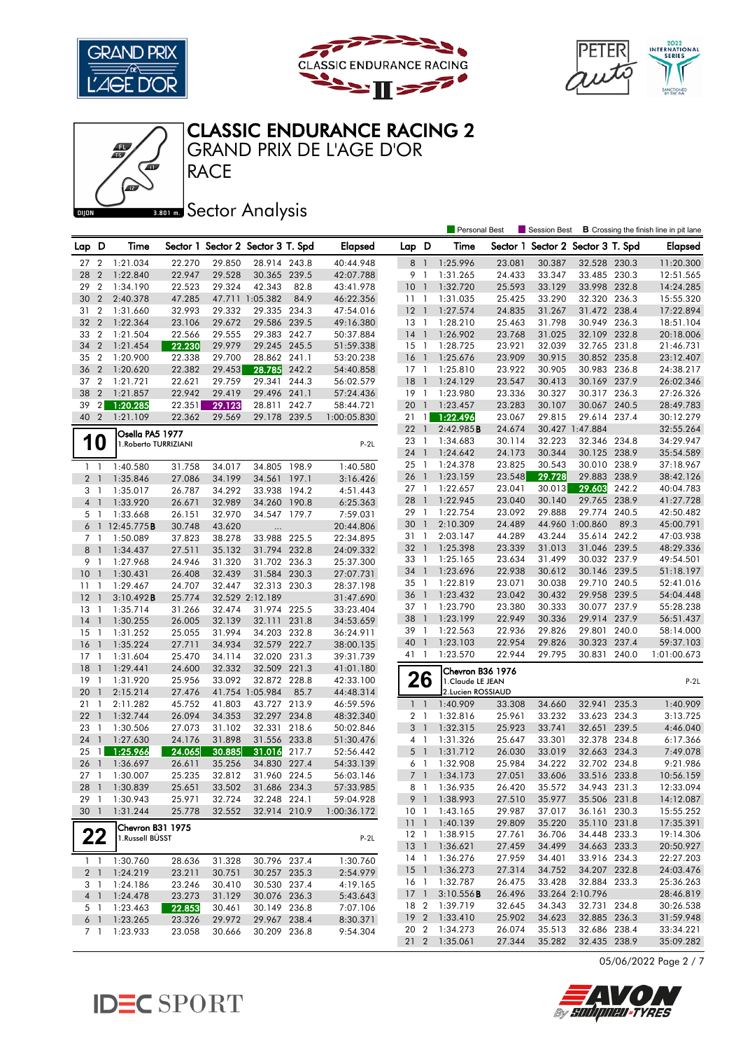# CLASSIC ENDURANCE RACING 2

## GRAND PRIX DE L'AGE D'OR

## RACE

## Sector Analysis

Personal Best | Session Best | **B** Crossing the finish line in pit lane

| Lap | D | Time | Sector 1 | Sector 2 | Sector 3 | T. Spd | Elapsed |
|---|---|---|---|---|---|---|---|
| 27 | 2 | 1:21.034 | 22.270 | 29.850 | 28.914 | 243.8 | 40:44.948 |
| 28 | 2 | 1:22.840 | 22.947 | 29.528 | 30.365 | 239.5 | 42:07.788 |
| 29 | 2 | 1:34.190 | 22.523 | 29.324 | 42.343 | 82.8 | 43:41.978 |
| 30 | 2 | 2:40.378 | 47.285 | 47.711 | 1:05.382 | 84.9 | 46:22.356 |
| 31 | 2 | 1:31.660 | 32.993 | 29.332 | 29.335 | 234.3 | 47:54.016 |
| 32 | 2 | 1:22.364 | 23.106 | 29.672 | 29.586 | 239.5 | 49:16.380 |
| 33 | 2 | 1:21.504 | 22.566 | 29.555 | 29.383 | 242.7 | 50:37.884 |
| 34 | 2 | 1:21.454 | 22.230 | 29.979 | 29.245 | 245.5 | 51:59.338 |
| 35 | 2 | 1:20.900 | 22.338 | 29.700 | 28.862 | 241.1 | 53:20.238 |
| 36 | 2 | 1:20.620 | 22.382 | 29.453 | 28.785 | 242.2 | 54:40.858 |
| 37 | 2 | 1:21.721 | 22.621 | 29.759 | 29.341 | 244.3 | 56:02.579 |
| 38 | 2 | 1:21.857 | 22.942 | 29.419 | 29.496 | 241.1 | 57:24.436 |
| 39 | 2 | 1:20.285 | 22.351 | 29.123 | 28.811 | 242.7 | 58:44.721 |
| 40 | 2 | 1:21.109 | 22.362 | 29.569 | 29.178 | 239.5 | 1:00:05.830 |

### 10 — Osella PA5 1977 — 1.Roberto TURRIZIANI — P-2L

| Lap | D | Time | Sector 1 | Sector 2 | Sector 3 | T. Spd | Elapsed |
|---|---|---|---|---|---|---|---|
| 1 | 1 | 1:40.580 | 31.758 | 34.017 | 34.805 | 198.9 | 1:40.580 |
| 2 | 1 | 1:35.846 | 27.086 | 34.199 | 34.561 | 197.1 | 3:16.426 |
| 3 | 1 | 1:35.017 | 26.787 | 34.292 | 33.938 | 194.2 | 4:51.443 |
| 4 | 1 | 1:33.920 | 26.671 | 32.989 | 34.260 | 190.8 | 6:25.363 |
| 5 | 1 | 1:33.668 | 26.151 | 32.970 | 34.547 | 179.7 | 7:59.031 |
| 6 | 1 | 12:45.775**B** | 30.748 | 43.620 | ... | | 20:44.806 |
| 7 | 1 | 1:50.089 | 37.823 | 38.278 | 33.988 | 225.5 | 22:34.895 |
| 8 | 1 | 1:34.437 | 27.511 | 35.132 | 31.794 | 232.8 | 24:09.332 |
| 9 | 1 | 1:27.968 | 24.946 | 31.320 | 31.702 | 236.3 | 25:37.300 |
| 10 | 1 | 1:30.431 | 26.408 | 32.439 | 31.584 | 230.3 | 27:07.731 |
| 11 | 1 | 1:29.467 | 24.707 | 32.447 | 32.313 | 230.3 | 28:37.198 |
| 12 | 1 | 3:10.492**B** | 25.774 | 32.529 | 2:12.189 | | 31:47.690 |
| 13 | 1 | 1:35.714 | 31.266 | 32.474 | 31.974 | 225.5 | 33:23.404 |
| 14 | 1 | 1:30.255 | 26.005 | 32.139 | 32.111 | 231.8 | 34:53.659 |
| 15 | 1 | 1:31.252 | 25.055 | 31.994 | 34.203 | 232.8 | 36:24.911 |
| 16 | 1 | 1:35.224 | 27.711 | 34.934 | 32.579 | 222.7 | 38:00.135 |
| 17 | 1 | 1:31.604 | 25.470 | 34.114 | 32.020 | 231.3 | 39:31.739 |
| 18 | 1 | 1:29.441 | 24.600 | 32.332 | 32.509 | 221.3 | 41:01.180 |
| 19 | 1 | 1:31.920 | 25.956 | 33.092 | 32.872 | 228.8 | 42:33.100 |
| 20 | 1 | 2:15.214 | 27.476 | 41.754 | 1:05.984 | 85.7 | 44:48.314 |
| 21 | 1 | 2:11.282 | 45.752 | 41.803 | 43.727 | 213.9 | 46:59.596 |
| 22 | 1 | 1:32.744 | 26.094 | 34.353 | 32.297 | 234.8 | 48:32.340 |
| 23 | 1 | 1:30.506 | 27.073 | 31.102 | 32.331 | 218.6 | 50:02.846 |
| 24 | 1 | 1:27.630 | 24.176 | 31.898 | 31.556 | 233.8 | 51:30.476 |
| 25 | 1 | 1:25.966 | 24.065 | 30.885 | 31.016 | 217.7 | 52:56.442 |
| 26 | 1 | 1:36.697 | 26.611 | 35.256 | 34.830 | 227.4 | 54:33.139 |
| 27 | 1 | 1:30.007 | 25.235 | 32.812 | 31.960 | 224.5 | 56:03.146 |
| 28 | 1 | 1:30.839 | 25.651 | 33.502 | 31.686 | 234.3 | 57:33.985 |
| 29 | 1 | 1:30.943 | 25.971 | 32.724 | 32.248 | 224.1 | 59:04.928 |
| 30 | 1 | 1:31.244 | 25.778 | 32.552 | 32.914 | 210.9 | 1:00:36.172 |

### 22 — Chevron B31 1975 — 1.Russell BÜSST — P-2L

| Lap | D | Time | Sector 1 | Sector 2 | Sector 3 | T. Spd | Elapsed |
|---|---|---|---|---|---|---|---|
| 1 | 1 | 1:30.760 | 28.636 | 31.328 | 30.796 | 237.4 | 1:30.760 |
| 2 | 1 | 1:24.219 | 23.211 | 30.751 | 30.257 | 235.3 | 2:54.979 |
| 3 | 1 | 1:24.186 | 23.246 | 30.410 | 30.530 | 237.4 | 4:19.165 |
| 4 | 1 | 1:24.478 | 23.273 | 31.129 | 30.076 | 236.3 | 5:43.643 |
| 5 | 1 | 1:23.463 | 22.853 | 30.461 | 30.149 | 236.8 | 7:07.106 |
| 6 | 1 | 1:23.265 | 23.326 | 29.972 | 29.967 | 238.4 | 8:30.371 |
| 7 | 1 | 1:23.933 | 23.058 | 30.666 | 30.209 | 236.8 | 9:54.304 |
| 8 | 1 | 1:25.996 | 23.081 | 30.387 | 32.528 | 230.3 | 11:20.300 |
| 9 | 1 | 1:31.265 | 24.433 | 33.347 | 33.485 | 230.3 | 12:51.565 |
| 10 | 1 | 1:32.720 | 25.593 | 33.129 | 33.998 | 232.8 | 14:24.285 |
| 11 | 1 | 1:31.035 | 25.425 | 33.290 | 32.320 | 236.3 | 15:55.320 |
| 12 | 1 | 1:27.574 | 24.835 | 31.267 | 31.472 | 238.4 | 17:22.894 |
| 13 | 1 | 1:28.210 | 25.463 | 31.798 | 30.949 | 236.3 | 18:51.104 |
| 14 | 1 | 1:26.902 | 23.768 | 31.025 | 32.109 | 232.8 | 20:18.006 |
| 15 | 1 | 1:28.725 | 23.921 | 32.039 | 32.765 | 231.8 | 21:46.731 |
| 16 | 1 | 1:25.676 | 23.909 | 30.915 | 30.852 | 235.8 | 23:12.407 |
| 17 | 1 | 1:25.810 | 23.922 | 30.905 | 30.983 | 236.8 | 24:38.217 |
| 18 | 1 | 1:24.129 | 23.547 | 30.413 | 30.169 | 237.9 | 26:02.346 |
| 19 | 1 | 1:23.980 | 23.336 | 30.327 | 30.317 | 236.3 | 27:26.326 |
| 20 | 1 | 1:23.457 | 23.283 | 30.107 | 30.067 | 240.5 | 28:49.783 |
| 21 | 1 | 1:22.496 | 23.067 | 29.815 | 29.614 | 237.4 | 30:12.279 |
| 22 | 1 | 2:42.985**B** | 24.674 | 30.427 | 1:47.884 | | 32:55.264 |
| 23 | 1 | 1:34.683 | 30.114 | 32.223 | 32.346 | 234.8 | 34:29.947 |
| 24 | 1 | 1:24.642 | 24.173 | 30.344 | 30.125 | 238.9 | 35:54.589 |
| 25 | 1 | 1:24.378 | 23.825 | 30.543 | 30.010 | 238.9 | 37:18.967 |
| 26 | 1 | 1:23.159 | 23.548 | 29.728 | 29.883 | 238.9 | 38:42.126 |
| 27 | 1 | 1:22.657 | 23.041 | 30.013 | 29.603 | 242.2 | 40:04.783 |
| 28 | 1 | 1:22.945 | 23.040 | 30.140 | 29.765 | 238.9 | 41:27.728 |
| 29 | 1 | 1:22.754 | 23.092 | 29.888 | 29.774 | 240.5 | 42:50.482 |
| 30 | 1 | 2:10.309 | 24.489 | 44.960 | 1:00.860 | 89.3 | 45:00.791 |
| 31 | 1 | 2:03.147 | 44.289 | 43.244 | 35.614 | 242.2 | 47:03.938 |
| 32 | 1 | 1:25.398 | 23.339 | 31.013 | 31.046 | 239.5 | 48:29.336 |
| 33 | 1 | 1:25.165 | 23.634 | 31.499 | 30.032 | 237.9 | 49:54.501 |
| 34 | 1 | 1:23.696 | 22.938 | 30.612 | 30.146 | 239.5 | 51:18.197 |
| 35 | 1 | 1:22.819 | 23.071 | 30.038 | 29.710 | 240.5 | 52:41.016 |
| 36 | 1 | 1:23.432 | 23.042 | 30.432 | 29.958 | 239.5 | 54:04.448 |
| 37 | 1 | 1:23.790 | 23.380 | 30.333 | 30.077 | 237.9 | 55:28.238 |
| 38 | 1 | 1:23.199 | 22.949 | 30.336 | 29.914 | 237.9 | 56:51.437 |
| 39 | 1 | 1:22.563 | 22.936 | 29.826 | 29.801 | 240.0 | 58:14.000 |
| 40 | 1 | 1:23.103 | 22.954 | 29.826 | 30.323 | 237.4 | 59:37.103 |
| 41 | 1 | 1:23.570 | 22.944 | 29.795 | 30.831 | 240.0 | 1:01:00.673 |

### 26 — Chevron B36 1976 — 1.Claude LE JEAN, 2.Lucien ROSSIAUD — P-2L

| Lap | D | Time | Sector 1 | Sector 2 | Sector 3 | T. Spd | Elapsed |
|---|---|---|---|---|---|---|---|
| 1 | 1 | 1:40.909 | 33.308 | 34.660 | 32.941 | 235.3 | 1:40.909 |
| 2 | 1 | 1:32.816 | 25.961 | 33.232 | 33.623 | 234.3 | 3:13.725 |
| 3 | 1 | 1:32.315 | 25.923 | 33.741 | 32.651 | 239.5 | 4:46.040 |
| 4 | 1 | 1:31.326 | 25.647 | 33.301 | 32.378 | 234.8 | 6:17.366 |
| 5 | 1 | 1:31.712 | 26.030 | 33.019 | 32.663 | 234.3 | 7:49.078 |
| 6 | 1 | 1:32.908 | 25.984 | 34.222 | 32.702 | 234.8 | 9:21.986 |
| 7 | 1 | 1:34.173 | 27.051 | 33.606 | 33.516 | 233.8 | 10:56.159 |
| 8 | 1 | 1:36.935 | 26.420 | 35.572 | 34.943 | 231.3 | 12:33.094 |
| 9 | 1 | 1:38.993 | 27.510 | 35.977 | 35.506 | 231.8 | 14:12.087 |
| 10 | 1 | 1:43.165 | 29.987 | 37.017 | 36.161 | 230.3 | 15:55.252 |
| 11 | 1 | 1:40.139 | 29.809 | 35.220 | 35.110 | 231.8 | 17:35.391 |
| 12 | 1 | 1:38.915 | 27.761 | 36.706 | 34.448 | 233.3 | 19:14.306 |
| 13 | 1 | 1:36.621 | 27.459 | 34.499 | 34.663 | 233.3 | 20:50.927 |
| 14 | 1 | 1:36.276 | 27.959 | 34.401 | 33.916 | 234.3 | 22:27.203 |
| 15 | 1 | 1:36.273 | 27.314 | 34.752 | 34.207 | 232.8 | 24:03.476 |
| 16 | 1 | 1:32.787 | 26.475 | 33.428 | 32.884 | 233.3 | 25:36.263 |
| 17 | 1 | 3:10.556**B** | 26.496 | 33.264 | 2:10.796 | | 28:46.819 |
| 18 | 2 | 1:39.719 | 32.645 | 34.343 | 32.731 | 234.8 | 30:26.538 |
| 19 | 2 | 1:33.410 | 25.902 | 34.623 | 32.885 | 236.3 | 31:59.948 |
| 20 | 2 | 1:34.273 | 26.074 | 35.513 | 32.686 | 238.4 | 33:34.221 |
| 21 | 2 | 1:35.061 | 27.344 | 35.282 | 32.435 | 238.9 | 35:09.282 |

05/06/2022 Page 2 / 7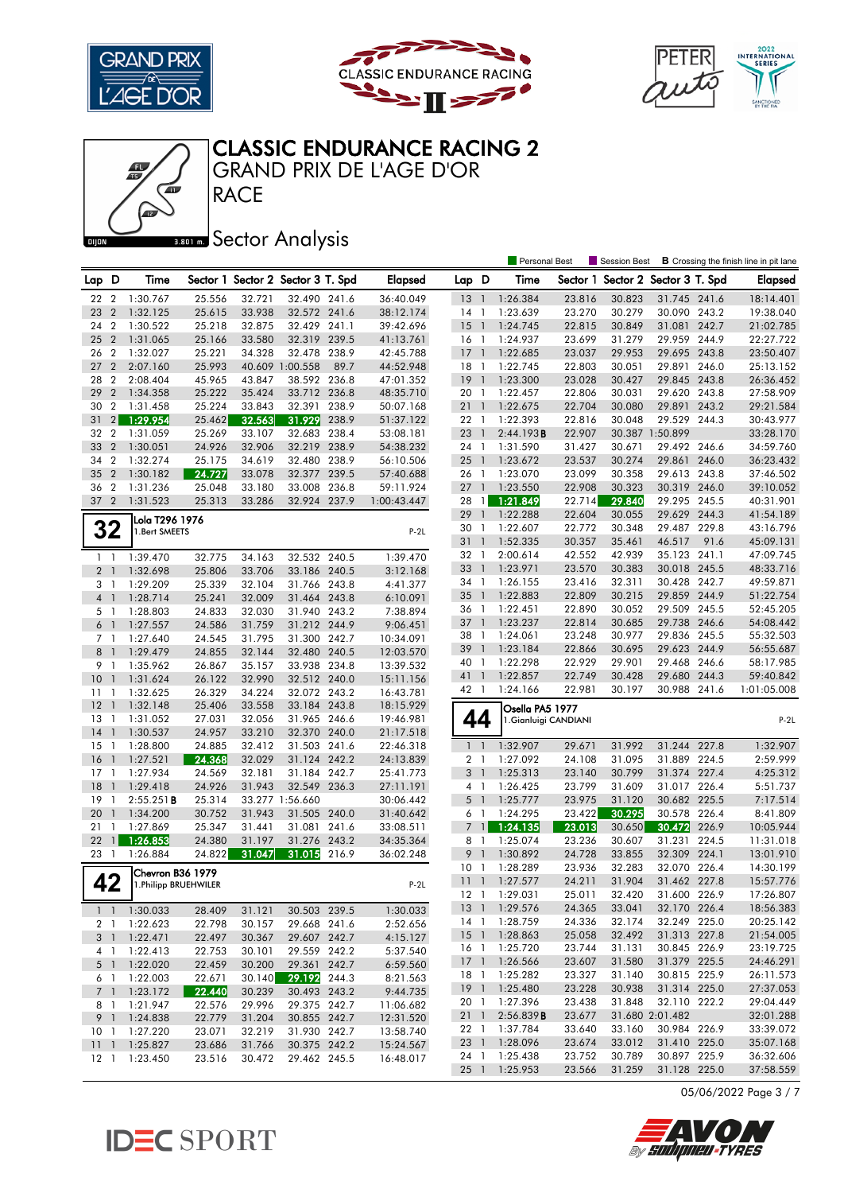# CLASSIC ENDURANCE RACING 2

## GRAND PRIX DE L'AGE D'OR

## RACE

DIJON 3.801 m.

## Sector Analysis

Personal Best | Session Best | B Crossing the finish line in pit lane

| Lap | D | Time | Sector 1 | Sector 2 | Sector 3 | T. Spd | Elapsed |
|---|---|---|---|---|---|---|---|
| 22 | 2 | 1:30.767 | 25.556 | 32.721 | 32.490 | 241.6 | 36:40.049 |
| 23 | 2 | 1:32.125 | 25.615 | 33.938 | 32.572 | 241.6 | 38:12.174 |
| 24 | 2 | 1:30.522 | 25.218 | 32.875 | 32.429 | 241.1 | 39:42.696 |
| 25 | 2 | 1:31.065 | 25.166 | 33.580 | 32.319 | 239.5 | 41:13.761 |
| 26 | 2 | 1:32.027 | 25.221 | 34.328 | 32.478 | 238.9 | 42:45.788 |
| 27 | 2 | 2:07.160 | 25.993 | 40.609 | 1:00.558 | 89.7 | 44:52.948 |
| 28 | 2 | 2:08.404 | 45.965 | 43.847 | 38.592 | 236.8 | 47:01.352 |
| 29 | 2 | 1:34.358 | 25.222 | 35.424 | 33.712 | 236.8 | 48:35.710 |
| 30 | 2 | 1:31.458 | 25.224 | 33.843 | 32.391 | 238.9 | 50:07.168 |
| 31 | 2 | 1:29.954 | 25.462 | 32.563 | 31.929 | 238.9 | 51:37.122 |
| 32 | 2 | 1:31.059 | 25.269 | 33.107 | 32.683 | 238.4 | 53:08.181 |
| 33 | 2 | 1:30.051 | 24.926 | 32.906 | 32.219 | 238.9 | 54:38.232 |
| 34 | 2 | 1:32.274 | 25.175 | 34.619 | 32.480 | 238.9 | 56:10.506 |
| 35 | 2 | 1:30.182 | 24.727 | 33.078 | 32.377 | 239.5 | 57:40.688 |
| 36 | 2 | 1:31.236 | 25.048 | 33.180 | 33.008 | 236.8 | 59:11.924 |
| 37 | 2 | 1:31.523 | 25.313 | 33.286 | 32.924 | 237.9 | 1:00:43.447 |

### 32 — Lola T296 1976 — 1.Bert SMEETS — P-2L

| Lap | D | Time | Sector 1 | Sector 2 | Sector 3 | T. Spd | Elapsed |
|---|---|---|---|---|---|---|---|
| 1 | 1 | 1:39.470 | 32.775 | 34.163 | 32.532 | 240.5 | 1:39.470 |
| 2 | 1 | 1:32.698 | 25.806 | 33.706 | 33.186 | 240.5 | 3:12.168 |
| 3 | 1 | 1:29.209 | 25.339 | 32.104 | 31.766 | 243.8 | 4:41.377 |
| 4 | 1 | 1:28.714 | 25.241 | 32.009 | 31.464 | 243.8 | 6:10.091 |
| 5 | 1 | 1:28.803 | 24.833 | 32.030 | 31.940 | 243.2 | 7:38.894 |
| 6 | 1 | 1:27.557 | 24.586 | 31.759 | 31.212 | 244.9 | 9:06.451 |
| 7 | 1 | 1:27.640 | 24.545 | 31.795 | 31.300 | 242.7 | 10:34.091 |
| 8 | 1 | 1:29.479 | 24.855 | 32.144 | 32.480 | 240.5 | 12:03.570 |
| 9 | 1 | 1:35.962 | 26.867 | 35.157 | 33.938 | 234.8 | 13:39.532 |
| 10 | 1 | 1:31.624 | 26.122 | 32.990 | 32.512 | 240.0 | 15:11.156 |
| 11 | 1 | 1:32.625 | 26.329 | 34.224 | 32.072 | 243.2 | 16:43.781 |
| 12 | 1 | 1:32.148 | 25.406 | 33.558 | 33.184 | 243.8 | 18:15.929 |
| 13 | 1 | 1:31.052 | 27.031 | 32.056 | 31.965 | 246.6 | 19:46.981 |
| 14 | 1 | 1:30.537 | 24.957 | 33.210 | 32.370 | 240.0 | 21:17.518 |
| 15 | 1 | 1:28.800 | 24.885 | 32.412 | 31.503 | 241.6 | 22:46.318 |
| 16 | 1 | 1:27.521 | 24.368 | 32.029 | 31.124 | 242.2 | 24:13.839 |
| 17 | 1 | 1:27.934 | 24.569 | 32.181 | 31.184 | 242.7 | 25:41.773 |
| 18 | 1 | 1:29.418 | 24.926 | 31.943 | 32.549 | 236.3 | 27:11.191 |
| 19 | 1 | 2:55.251 B | 25.314 | 33.277 | 1:56.660 | | 30:06.442 |
| 20 | 1 | 1:34.200 | 30.752 | 31.943 | 31.505 | 240.0 | 31:40.642 |
| 21 | 1 | 1:27.869 | 25.347 | 31.441 | 31.081 | 241.6 | 33:08.511 |
| 22 | 1 | 1:26.853 | 24.380 | 31.197 | 31.276 | 243.2 | 34:35.364 |
| 23 | 1 | 1:26.884 | 24.822 | 31.047 | 31.015 | 216.9 | 36:02.248 |

### 42 — Chevron B36 1979 — 1.Philipp BRUEHWILER — P-2L

| Lap | D | Time | Sector 1 | Sector 2 | Sector 3 | T. Spd | Elapsed |
|---|---|---|---|---|---|---|---|
| 1 | 1 | 1:30.033 | 28.409 | 31.121 | 30.503 | 239.5 | 1:30.033 |
| 2 | 1 | 1:22.623 | 22.798 | 30.157 | 29.668 | 241.6 | 2:52.656 |
| 3 | 1 | 1:22.471 | 22.497 | 30.367 | 29.607 | 242.7 | 4:15.127 |
| 4 | 1 | 1:22.413 | 22.753 | 30.101 | 29.559 | 242.2 | 5:37.540 |
| 5 | 1 | 1:22.020 | 22.459 | 30.200 | 29.361 | 242.7 | 6:59.560 |
| 6 | 1 | 1:22.003 | 22.671 | 30.140 | 29.192 | 244.3 | 8:21.563 |
| 7 | 1 | 1:23.172 | 22.440 | 30.239 | 30.493 | 243.2 | 9:44.735 |
| 8 | 1 | 1:21.947 | 22.576 | 29.996 | 29.375 | 242.7 | 11:06.682 |
| 9 | 1 | 1:24.838 | 22.779 | 31.204 | 30.855 | 242.7 | 12:31.520 |
| 10 | 1 | 1:27.220 | 23.071 | 32.219 | 31.930 | 242.7 | 13:58.740 |
| 11 | 1 | 1:25.827 | 23.686 | 31.766 | 30.375 | 242.2 | 15:24.567 |
| 12 | 1 | 1:23.450 | 23.516 | 30.472 | 29.462 | 245.5 | 16:48.017 |
| 13 | 1 | 1:26.384 | 23.816 | 30.823 | 31.745 | 241.6 | 18:14.401 |
| 14 | 1 | 1:23.639 | 23.270 | 30.279 | 30.090 | 243.2 | 19:38.040 |
| 15 | 1 | 1:24.745 | 22.815 | 30.849 | 31.081 | 242.7 | 21:02.785 |
| 16 | 1 | 1:24.937 | 23.699 | 31.279 | 29.959 | 244.9 | 22:27.722 |
| 17 | 1 | 1:22.685 | 23.037 | 29.953 | 29.695 | 243.8 | 23:50.407 |
| 18 | 1 | 1:22.745 | 22.803 | 30.051 | 29.891 | 246.0 | 25:13.152 |
| 19 | 1 | 1:23.300 | 23.028 | 30.427 | 29.845 | 243.8 | 26:36.452 |
| 20 | 1 | 1:22.457 | 22.806 | 30.031 | 29.620 | 243.8 | 27:58.909 |
| 21 | 1 | 1:22.675 | 22.704 | 30.080 | 29.891 | 243.2 | 29:21.584 |
| 22 | 1 | 1:22.393 | 22.816 | 30.048 | 29.529 | 244.3 | 30:43.977 |
| 23 | 1 | 2:44.193 B | 22.907 | 30.387 | 1:50.899 | | 33:28.170 |
| 24 | 1 | 1:31.590 | 31.427 | 30.671 | 29.492 | 246.6 | 34:59.760 |
| 25 | 1 | 1:23.672 | 23.537 | 30.274 | 29.861 | 246.0 | 36:23.432 |
| 26 | 1 | 1:23.070 | 23.099 | 30.358 | 29.613 | 243.8 | 37:46.502 |
| 27 | 1 | 1:23.550 | 22.908 | 30.323 | 30.319 | 246.0 | 39:10.052 |
| 28 | 1 | 1:21.849 | 22.714 | 29.840 | 29.295 | 245.5 | 40:31.901 |
| 29 | 1 | 1:22.288 | 22.604 | 30.055 | 29.629 | 244.3 | 41:54.189 |
| 30 | 1 | 1:22.607 | 22.772 | 30.348 | 29.487 | 229.8 | 43:16.796 |
| 31 | 1 | 1:52.335 | 30.357 | 35.461 | 46.517 | 91.6 | 45:09.131 |
| 32 | 1 | 2:00.614 | 42.552 | 42.939 | 35.123 | 241.1 | 47:09.745 |
| 33 | 1 | 1:23.971 | 23.570 | 30.383 | 30.018 | 245.5 | 48:33.716 |
| 34 | 1 | 1:26.155 | 23.416 | 32.311 | 30.428 | 242.7 | 49:59.871 |
| 35 | 1 | 1:22.883 | 22.809 | 30.215 | 29.859 | 244.9 | 51:22.754 |
| 36 | 1 | 1:22.451 | 22.890 | 30.052 | 29.509 | 245.5 | 52:45.205 |
| 37 | 1 | 1:23.237 | 22.814 | 30.685 | 29.738 | 246.6 | 54:08.442 |
| 38 | 1 | 1:24.061 | 23.248 | 30.977 | 29.836 | 245.5 | 55:32.503 |
| 39 | 1 | 1:23.184 | 22.866 | 30.695 | 29.623 | 244.9 | 56:55.687 |
| 40 | 1 | 1:22.298 | 22.929 | 29.901 | 29.468 | 246.6 | 58:17.985 |
| 41 | 1 | 1:22.857 | 22.749 | 30.428 | 29.680 | 244.3 | 59:40.842 |
| 42 | 1 | 1:24.166 | 22.981 | 30.197 | 30.988 | 241.6 | 1:01:05.008 |

### 44 — Osella PA5 1977 — 1.Gianluigi CANDIANI — P-2L

| Lap | D | Time | Sector 1 | Sector 2 | Sector 3 | T. Spd | Elapsed |
|---|---|---|---|---|---|---|---|
| 1 | 1 | 1:32.907 | 29.671 | 31.992 | 31.244 | 227.8 | 1:32.907 |
| 2 | 1 | 1:27.092 | 24.108 | 31.095 | 31.889 | 224.5 | 2:59.999 |
| 3 | 1 | 1:25.313 | 23.140 | 30.799 | 31.374 | 227.4 | 4:25.312 |
| 4 | 1 | 1:26.425 | 23.799 | 31.609 | 31.017 | 226.4 | 5:51.737 |
| 5 | 1 | 1:25.777 | 23.975 | 31.120 | 30.682 | 225.5 | 7:17.514 |
| 6 | 1 | 1:24.295 | 23.422 | 30.295 | 30.578 | 226.4 | 8:41.809 |
| 7 | 1 | 1:24.135 | 23.013 | 30.650 | 30.472 | 226.9 | 10:05.944 |
| 8 | 1 | 1:25.074 | 23.236 | 30.607 | 31.231 | 224.5 | 11:31.018 |
| 9 | 1 | 1:30.892 | 24.728 | 33.855 | 32.309 | 224.1 | 13:01.910 |
| 10 | 1 | 1:28.289 | 23.936 | 32.283 | 32.070 | 226.4 | 14:30.199 |
| 11 | 1 | 1:27.577 | 24.211 | 31.904 | 31.462 | 227.8 | 15:57.776 |
| 12 | 1 | 1:29.031 | 25.011 | 32.420 | 31.600 | 226.9 | 17:26.807 |
| 13 | 1 | 1:29.576 | 24.365 | 33.041 | 32.170 | 226.4 | 18:56.383 |
| 14 | 1 | 1:28.759 | 24.336 | 32.174 | 32.249 | 225.0 | 20:25.142 |
| 15 | 1 | 1:28.863 | 25.058 | 32.492 | 31.313 | 227.8 | 21:54.005 |
| 16 | 1 | 1:25.720 | 23.744 | 31.131 | 30.845 | 226.9 | 23:19.725 |
| 17 | 1 | 1:26.566 | 23.607 | 31.580 | 31.379 | 225.5 | 24:46.291 |
| 18 | 1 | 1:25.282 | 23.327 | 31.140 | 30.815 | 225.9 | 26:11.573 |
| 19 | 1 | 1:25.480 | 23.228 | 30.938 | 31.314 | 225.0 | 27:37.053 |
| 20 | 1 | 1:27.396 | 23.438 | 31.848 | 32.110 | 222.2 | 29:04.449 |
| 21 | 1 | 2:56.839 B | 23.677 | 31.680 | 2:01.482 | | 32:01.288 |
| 22 | 1 | 1:37.784 | 33.640 | 33.160 | 30.984 | 226.9 | 33:39.072 |
| 23 | 1 | 1:28.096 | 23.674 | 33.012 | 31.410 | 225.0 | 35:07.168 |
| 24 | 1 | 1:25.438 | 23.752 | 30.789 | 30.897 | 225.9 | 36:32.606 |
| 25 | 1 | 1:25.953 | 23.566 | 31.259 | 31.128 | 225.0 | 37:58.559 |

05/06/2022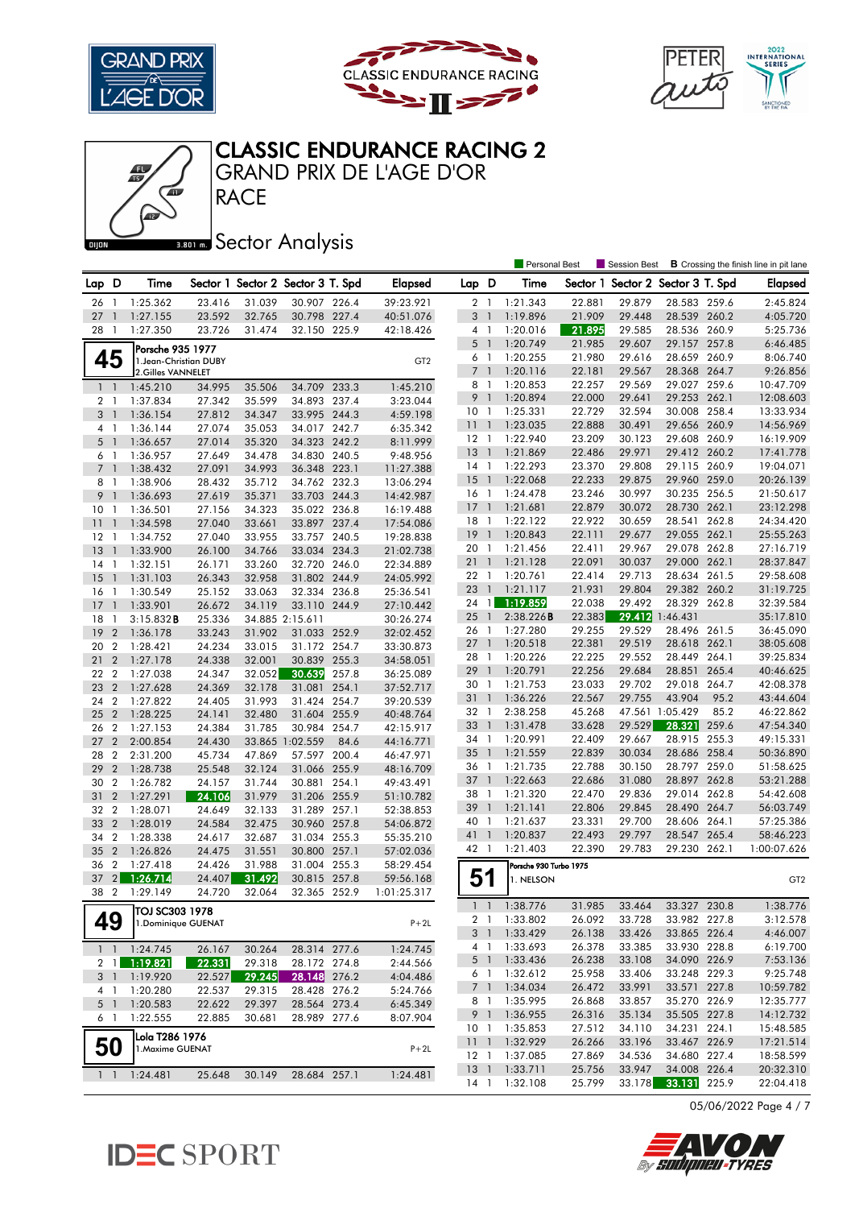# CLASSIC ENDURANCE RACING 2

## GRAND PRIX DE L'AGE D'OR

## RACE

## Sector Analysis

Personal Best | Session Best | **B** Crossing the finish line in pit lane

| Lap | D | Time | Sector 1 | Sector 2 | Sector 3 | T. Spd | Elapsed |
|---|---|---|---|---|---|---|---|
| 26 | 1 | 1:25.362 | 23.416 | 31.039 | 30.907 | 226.4 | 39:23.921 |
| 27 | 1 | 1:27.155 | 23.592 | 32.765 | 30.798 | 227.4 | 40:51.076 |
| 28 | 1 | 1:27.350 | 23.726 | 31.474 | 32.150 | 225.9 | 42:18.426 |

**45** — Porsche 935 1977 — 1.Jean-Christian DUBY, 2.Gilles VANNELET — GT2

| Lap | D | Time | Sector 1 | Sector 2 | Sector 3 | T. Spd | Elapsed |
|---|---|---|---|---|---|---|---|
| 1 | 1 | 1:45.210 | 34.995 | 35.506 | 34.709 | 233.3 | 1:45.210 |
| 2 | 1 | 1:37.834 | 27.342 | 35.599 | 34.893 | 237.4 | 3:23.044 |
| 3 | 1 | 1:36.154 | 27.812 | 34.347 | 33.995 | 244.3 | 4:59.198 |
| 4 | 1 | 1:36.144 | 27.074 | 35.053 | 34.017 | 242.7 | 6:35.342 |
| 5 | 1 | 1:36.657 | 27.014 | 35.320 | 34.323 | 242.2 | 8:11.999 |
| 6 | 1 | 1:36.957 | 27.649 | 34.478 | 34.830 | 240.5 | 9:48.956 |
| 7 | 1 | 1:38.432 | 27.091 | 34.993 | 36.348 | 223.1 | 11:27.388 |
| 8 | 1 | 1:38.906 | 28.432 | 35.712 | 34.762 | 232.3 | 13:06.294 |
| 9 | 1 | 1:36.693 | 27.619 | 35.371 | 33.703 | 244.3 | 14:42.987 |
| 10 | 1 | 1:36.501 | 27.156 | 34.323 | 35.022 | 236.8 | 16:19.488 |
| 11 | 1 | 1:34.598 | 27.040 | 33.661 | 33.897 | 237.4 | 17:54.086 |
| 12 | 1 | 1:34.752 | 27.040 | 33.955 | 33.757 | 240.5 | 19:28.838 |
| 13 | 1 | 1:33.900 | 26.100 | 34.766 | 33.034 | 234.3 | 21:02.738 |
| 14 | 1 | 1:32.151 | 26.171 | 33.260 | 32.720 | 246.0 | 22:34.889 |
| 15 | 1 | 1:31.103 | 26.343 | 32.958 | 31.802 | 244.9 | 24:05.992 |
| 16 | 1 | 1:30.549 | 25.152 | 33.063 | 32.334 | 236.8 | 25:36.541 |
| 17 | 1 | 1:33.901 | 26.672 | 34.119 | 33.110 | 244.9 | 27:10.442 |
| 18 | 1 | 3:15.832**B** | 25.336 | 34.885 | 2:15.611 | | 30:26.274 |
| 19 | 2 | 1:36.178 | 33.243 | 31.902 | 31.033 | 252.9 | 32:02.452 |
| 20 | 2 | 1:28.421 | 24.234 | 33.015 | 31.172 | 254.7 | 33:30.873 |
| 21 | 2 | 1:27.178 | 24.338 | 32.001 | 30.839 | 255.3 | 34:58.051 |
| 22 | 2 | 1:27.038 | 24.347 | 32.052 | 30.639 | 257.8 | 36:25.089 |
| 23 | 2 | 1:27.628 | 24.369 | 32.178 | 31.081 | 254.1 | 37:52.717 |
| 24 | 2 | 1:27.822 | 24.405 | 31.993 | 31.424 | 254.7 | 39:20.539 |
| 25 | 2 | 1:28.225 | 24.141 | 32.480 | 31.604 | 255.9 | 40:48.764 |
| 26 | 2 | 1:27.153 | 24.384 | 31.785 | 30.984 | 254.7 | 42:15.917 |
| 27 | 2 | 2:00.854 | 24.430 | 33.865 | 1:02.559 | 84.6 | 44:16.771 |
| 28 | 2 | 2:31.200 | 45.734 | 47.869 | 57.597 | 200.4 | 46:47.971 |
| 29 | 2 | 1:28.738 | 25.548 | 32.124 | 31.066 | 255.9 | 48:16.709 |
| 30 | 2 | 1:26.782 | 24.157 | 31.744 | 30.881 | 254.1 | 49:43.491 |
| 31 | 2 | 1:27.291 | 24.106 | 31.979 | 31.206 | 255.9 | 51:10.782 |
| 32 | 2 | 1:28.071 | 24.649 | 32.133 | 31.289 | 257.1 | 52:38.853 |
| 33 | 2 | 1:28.019 | 24.584 | 32.475 | 30.960 | 257.8 | 54:06.872 |
| 34 | 2 | 1:28.338 | 24.617 | 32.687 | 31.034 | 255.3 | 55:35.210 |
| 35 | 2 | 1:26.826 | 24.475 | 31.551 | 30.800 | 257.1 | 57:02.036 |
| 36 | 2 | 1:27.418 | 24.426 | 31.988 | 31.004 | 255.9 | 58:29.454 |
| 37 | 2 | 1:26.714 | 24.407 | 31.492 | 30.815 | 257.8 | 59:56.168 |
| 38 | 2 | 1:29.149 | 24.720 | 32.064 | 32.365 | 252.9 | 1:01:25.317 |

**49** — TOJ SC303 1978 — 1.Dominique GUENAT — P+2L

| Lap | D | Time | Sector 1 | Sector 2 | Sector 3 | T. Spd | Elapsed |
|---|---|---|---|---|---|---|---|
| 1 | 1 | 1:24.745 | 26.167 | 30.264 | 28.314 | 277.6 | 1:24.745 |
| 2 | 1 | 1:19.821 | 22.331 | 29.318 | 28.172 | 274.8 | 2:44.566 |
| 3 | 1 | 1:19.920 | 22.527 | 29.245 | 28.148 | 276.2 | 4:04.486 |
| 4 | 1 | 1:20.280 | 22.537 | 29.315 | 28.428 | 276.2 | 5:24.766 |
| 5 | 1 | 1:20.583 | 22.622 | 29.397 | 28.564 | 273.4 | 6:45.349 |
| 6 | 1 | 1:22.555 | 22.885 | 30.681 | 28.989 | 277.6 | 8:07.904 |

**50** — Lola T286 1976 — 1.Maxime GUENAT — P+2L

| Lap | D | Time | Sector 1 | Sector 2 | Sector 3 | T. Spd | Elapsed |
|---|---|---|---|---|---|---|---|
| 1 | 1 | 1:24.481 | 25.648 | 30.149 | 28.684 | 257.1 | 1:24.481 |
| 2 | 1 | 1:21.343 | 22.881 | 29.879 | 28.583 | 259.6 | 2:45.824 |
| 3 | 1 | 1:19.896 | 21.909 | 29.448 | 28.539 | 260.2 | 4:05.720 |
| 4 | 1 | 1:20.016 | 21.895 | 29.585 | 28.536 | 260.9 | 5:25.736 |
| 5 | 1 | 1:20.749 | 21.985 | 29.607 | 29.157 | 257.8 | 6:46.485 |
| 6 | 1 | 1:20.255 | 21.980 | 29.616 | 28.659 | 260.9 | 8:06.740 |
| 7 | 1 | 1:20.116 | 22.181 | 29.567 | 28.368 | 264.7 | 9:26.856 |
| 8 | 1 | 1:20.853 | 22.257 | 29.569 | 29.027 | 259.6 | 10:47.709 |
| 9 | 1 | 1:20.894 | 22.000 | 29.641 | 29.253 | 262.1 | 12:08.603 |
| 10 | 1 | 1:25.331 | 22.729 | 32.594 | 30.008 | 258.4 | 13:33.934 |
| 11 | 1 | 1:23.035 | 22.888 | 30.491 | 29.656 | 260.9 | 14:56.969 |
| 12 | 1 | 1:22.940 | 23.209 | 30.123 | 29.608 | 260.9 | 16:19.909 |
| 13 | 1 | 1:21.869 | 22.486 | 29.971 | 29.412 | 260.2 | 17:41.778 |
| 14 | 1 | 1:22.293 | 23.370 | 29.808 | 29.115 | 260.9 | 19:04.071 |
| 15 | 1 | 1:22.068 | 22.233 | 29.875 | 29.960 | 259.0 | 20:26.139 |
| 16 | 1 | 1:24.478 | 23.246 | 30.997 | 30.235 | 256.5 | 21:50.617 |
| 17 | 1 | 1:21.681 | 22.879 | 30.072 | 28.730 | 262.1 | 23:12.298 |
| 18 | 1 | 1:22.122 | 22.922 | 30.659 | 28.541 | 262.8 | 24:34.420 |
| 19 | 1 | 1:20.843 | 22.111 | 29.677 | 29.055 | 262.1 | 25:55.263 |
| 20 | 1 | 1:21.456 | 22.411 | 29.967 | 29.078 | 262.8 | 27:16.719 |
| 21 | 1 | 1:21.128 | 22.091 | 30.037 | 29.000 | 262.1 | 28:37.847 |
| 22 | 1 | 1:20.761 | 22.414 | 29.713 | 28.634 | 261.5 | 29:58.608 |
| 23 | 1 | 1:21.117 | 21.931 | 29.804 | 29.382 | 260.2 | 31:19.725 |
| 24 | 1 | 1:19.859 | 22.038 | 29.492 | 28.329 | 262.8 | 32:39.584 |
| 25 | 1 | 2:38.226**B** | 22.383 | 29.412 | 1:46.431 | | 35:17.810 |
| 26 | 1 | 1:27.280 | 29.255 | 29.529 | 28.496 | 261.5 | 36:45.090 |
| 27 | 1 | 1:20.518 | 22.381 | 29.519 | 28.618 | 262.1 | 38:05.608 |
| 28 | 1 | 1:20.226 | 22.225 | 29.552 | 28.449 | 264.1 | 39:25.834 |
| 29 | 1 | 1:20.791 | 22.256 | 29.684 | 28.851 | 265.4 | 40:46.625 |
| 30 | 1 | 1:21.753 | 23.033 | 29.702 | 29.018 | 264.7 | 42:08.378 |
| 31 | 1 | 1:36.226 | 22.567 | 29.755 | 43.904 | 95.2 | 43:44.604 |
| 32 | 1 | 2:38.258 | 45.268 | 47.561 | 1:05.429 | 85.2 | 46:22.862 |
| 33 | 1 | 1:31.478 | 33.628 | 29.529 | 28.321 | 259.6 | 47:54.340 |
| 34 | 1 | 1:20.991 | 22.409 | 29.667 | 28.915 | 255.3 | 49:15.331 |
| 35 | 1 | 1:21.559 | 22.839 | 30.034 | 28.686 | 258.4 | 50:36.890 |
| 36 | 1 | 1:21.735 | 22.788 | 30.150 | 28.797 | 259.0 | 51:58.625 |
| 37 | 1 | 1:22.663 | 22.686 | 31.080 | 28.897 | 262.8 | 53:21.288 |
| 38 | 1 | 1:21.320 | 22.470 | 29.836 | 29.014 | 262.8 | 54:42.608 |
| 39 | 1 | 1:21.141 | 22.806 | 29.845 | 28.490 | 264.7 | 56:03.749 |
| 40 | 1 | 1:21.637 | 23.331 | 29.700 | 28.606 | 264.1 | 57:25.386 |
| 41 | 1 | 1:20.837 | 22.493 | 29.797 | 28.547 | 265.4 | 58:46.223 |
| 42 | 1 | 1:21.403 | 22.390 | 29.783 | 29.230 | 262.1 | 1:00:07.626 |

**51** — Porsche 930 Turbo 1975 — 1. NELSON — GT2

| Lap | D | Time | Sector 1 | Sector 2 | Sector 3 | T. Spd | Elapsed |
|---|---|---|---|---|---|---|---|
| 1 | 1 | 1:38.776 | 31.985 | 33.464 | 33.327 | 230.8 | 1:38.776 |
| 2 | 1 | 1:33.802 | 26.092 | 33.728 | 33.982 | 227.8 | 3:12.578 |
| 3 | 1 | 1:33.429 | 26.138 | 33.426 | 33.865 | 226.4 | 4:46.007 |
| 4 | 1 | 1:33.693 | 26.378 | 33.385 | 33.930 | 228.8 | 6:19.700 |
| 5 | 1 | 1:33.436 | 26.238 | 33.108 | 34.090 | 226.9 | 7:53.136 |
| 6 | 1 | 1:32.612 | 25.958 | 33.406 | 33.248 | 229.3 | 9:25.748 |
| 7 | 1 | 1:34.034 | 26.472 | 33.991 | 33.571 | 227.8 | 10:59.782 |
| 8 | 1 | 1:35.995 | 26.868 | 33.857 | 35.270 | 226.9 | 12:35.777 |
| 9 | 1 | 1:36.955 | 26.316 | 35.134 | 35.505 | 227.8 | 14:12.732 |
| 10 | 1 | 1:35.853 | 27.512 | 34.110 | 34.231 | 224.1 | 15:48.585 |
| 11 | 1 | 1:32.929 | 26.266 | 33.196 | 33.467 | 226.9 | 17:21.514 |
| 12 | 1 | 1:37.085 | 27.869 | 34.536 | 34.680 | 227.4 | 18:58.599 |
| 13 | 1 | 1:33.711 | 25.756 | 33.947 | 34.008 | 226.4 | 20:32.310 |
| 14 | 1 | 1:32.108 | 25.799 | 33.178 | 33.131 | 225.9 | 22:04.418 |

05/06/2022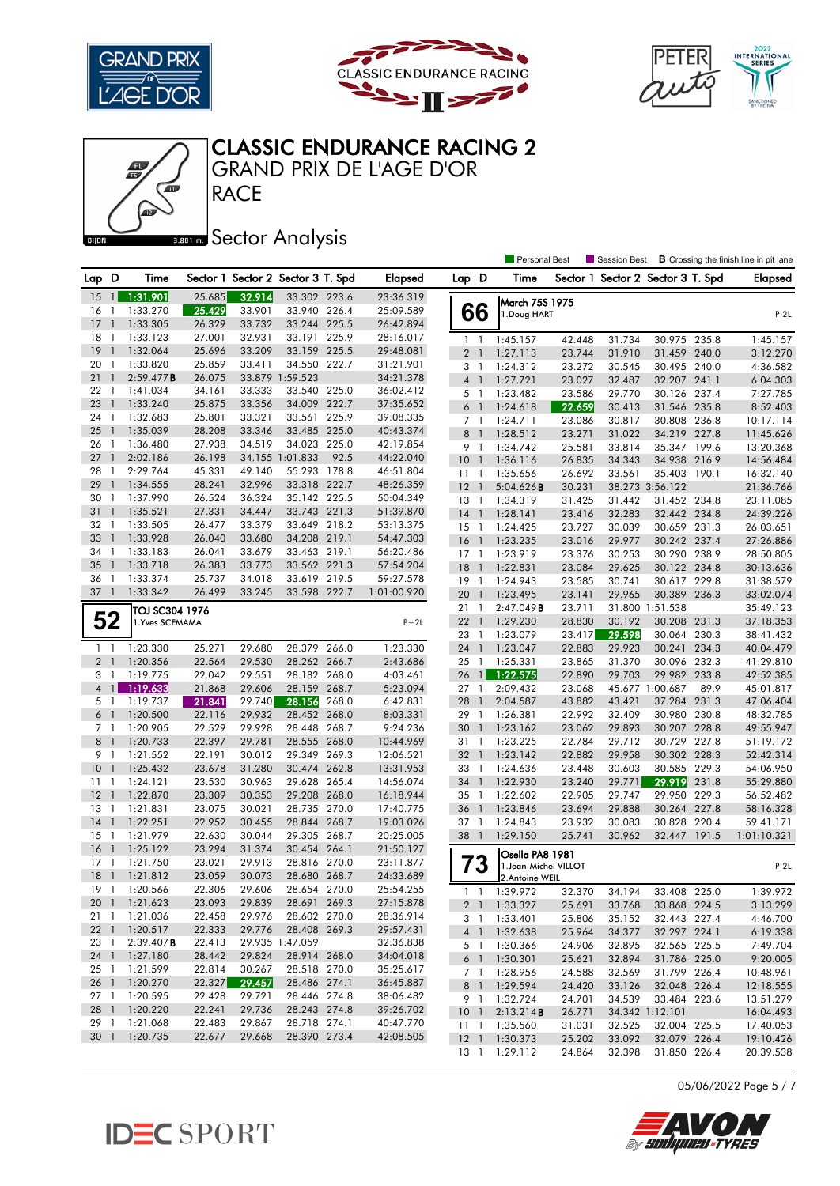# CLASSIC ENDURANCE RACING 2

## GRAND PRIX DE L'AGE D'OR

## RACE

### Sector Analysis

Personal Best | Session Best | **B** Crossing the finish line in pit lane

| Lap | D | Time | Sector 1 | Sector 2 | Sector 3 | T. Spd | Elapsed |
|---|---|---|---|---|---|---|---|
| 15 | 1 | 1:31.901 | 25.685 | 32.914 | 33.302 | 223.6 | 23:36.319 |
| 16 | 1 | 1:33.270 | 25.429 | 33.901 | 33.940 | 226.4 | 25:09.589 |
| 17 | 1 | 1:33.305 | 26.329 | 33.732 | 33.244 | 225.5 | 26:42.894 |
| 18 | 1 | 1:33.123 | 27.001 | 32.931 | 33.191 | 225.9 | 28:16.017 |
| 19 | 1 | 1:32.064 | 25.696 | 33.209 | 33.159 | 225.5 | 29:48.081 |
| 20 | 1 | 1:33.820 | 25.859 | 33.411 | 34.550 | 222.7 | 31:21.901 |
| 21 | 1 | 2:59.477 **B** | 26.075 | 33.879 | 1:59.523 | | 34:21.378 |
| 22 | 1 | 1:41.034 | 34.161 | 33.333 | 33.540 | 225.0 | 36:02.412 |
| 23 | 1 | 1:33.240 | 25.875 | 33.356 | 34.009 | 222.7 | 37:35.652 |
| 24 | 1 | 1:32.683 | 25.801 | 33.321 | 33.561 | 225.9 | 39:08.335 |
| 25 | 1 | 1:35.039 | 28.208 | 33.346 | 33.485 | 225.0 | 40:43.374 |
| 26 | 1 | 1:36.480 | 27.938 | 34.519 | 34.023 | 225.0 | 42:19.854 |
| 27 | 1 | 2:02.186 | 26.198 | 34.155 | 1:01.833 | 92.5 | 44:22.040 |
| 28 | 1 | 2:29.764 | 45.331 | 49.140 | 55.293 | 178.8 | 46:51.804 |
| 29 | 1 | 1:34.555 | 28.241 | 32.996 | 33.318 | 222.7 | 48:26.359 |
| 30 | 1 | 1:37.990 | 26.524 | 36.324 | 35.142 | 225.5 | 50:04.349 |
| 31 | 1 | 1:35.521 | 27.331 | 34.447 | 33.743 | 221.3 | 51:39.870 |
| 32 | 1 | 1:33.505 | 26.477 | 33.379 | 33.649 | 218.2 | 53:13.375 |
| 33 | 1 | 1:33.928 | 26.040 | 33.680 | 34.208 | 219.1 | 54:47.303 |
| 34 | 1 | 1:33.183 | 26.041 | 33.679 | 33.463 | 219.1 | 56:20.486 |
| 35 | 1 | 1:33.718 | 26.383 | 33.773 | 33.562 | 221.3 | 57:54.204 |
| 36 | 1 | 1:33.374 | 25.737 | 34.018 | 33.619 | 219.5 | 59:27.578 |
| 37 | 1 | 1:33.342 | 26.499 | 33.245 | 33.598 | 222.7 | 1:01:00.920 |

**52** — TOJ SC304 1976 — 1.Yves SCEMAMA — P+2L

| Lap | D | Time | Sector 1 | Sector 2 | Sector 3 | T. Spd | Elapsed |
|---|---|---|---|---|---|---|---|
| 1 | 1 | 1:23.330 | 25.271 | 29.680 | 28.379 | 266.0 | 1:23.330 |
| 2 | 1 | 1:20.356 | 22.564 | 29.530 | 28.262 | 266.7 | 2:43.686 |
| 3 | 1 | 1:19.775 | 22.042 | 29.551 | 28.182 | 268.0 | 4:03.461 |
| 4 | 1 | 1:19.633 | 21.868 | 29.606 | 28.159 | 268.7 | 5:23.094 |
| 5 | 1 | 1:19.737 | 21.841 | 29.740 | 28.156 | 268.0 | 6:42.831 |
| 6 | 1 | 1:20.500 | 22.116 | 29.932 | 28.452 | 268.0 | 8:03.331 |
| 7 | 1 | 1:20.905 | 22.529 | 29.928 | 28.448 | 268.7 | 9:24.236 |
| 8 | 1 | 1:20.733 | 22.397 | 29.781 | 28.555 | 268.0 | 10:44.969 |
| 9 | 1 | 1:21.552 | 22.191 | 30.012 | 29.349 | 269.3 | 12:06.521 |
| 10 | 1 | 1:25.432 | 23.678 | 31.280 | 30.474 | 262.8 | 13:31.953 |
| 11 | 1 | 1:24.121 | 23.530 | 30.963 | 29.628 | 265.4 | 14:56.074 |
| 12 | 1 | 1:22.870 | 23.309 | 30.353 | 29.208 | 268.0 | 16:18.944 |
| 13 | 1 | 1:21.831 | 23.075 | 30.021 | 28.735 | 270.0 | 17:40.775 |
| 14 | 1 | 1:22.251 | 22.952 | 30.455 | 28.844 | 268.7 | 19:03.026 |
| 15 | 1 | 1:21.979 | 22.630 | 30.044 | 29.305 | 268.7 | 20:25.005 |
| 16 | 1 | 1:25.122 | 23.294 | 31.374 | 30.454 | 264.1 | 21:50.127 |
| 17 | 1 | 1:21.750 | 23.021 | 29.913 | 28.816 | 270.0 | 23:11.877 |
| 18 | 1 | 1:21.812 | 23.059 | 30.073 | 28.680 | 268.7 | 24:33.689 |
| 19 | 1 | 1:20.566 | 22.306 | 29.606 | 28.654 | 270.0 | 25:54.255 |
| 20 | 1 | 1:21.623 | 23.093 | 29.839 | 28.691 | 269.3 | 27:15.878 |
| 21 | 1 | 1:21.036 | 22.458 | 29.976 | 28.602 | 270.0 | 28:36.914 |
| 22 | 1 | 1:20.517 | 22.333 | 29.776 | 28.408 | 269.3 | 29:57.431 |
| 23 | 1 | 2:39.407 **B** | 22.413 | 29.935 | 1:47.059 | | 32:36.838 |
| 24 | 1 | 1:27.180 | 28.442 | 29.824 | 28.914 | 268.0 | 34:04.018 |
| 25 | 1 | 1:21.599 | 22.814 | 30.267 | 28.518 | 270.0 | 35:25.617 |
| 26 | 1 | 1:20.270 | 22.327 | 29.457 | 28.486 | 274.1 | 36:45.887 |
| 27 | 1 | 1:20.595 | 22.428 | 29.721 | 28.446 | 274.8 | 38:06.482 |
| 28 | 1 | 1:20.220 | 22.241 | 29.736 | 28.243 | 274.8 | 39:26.702 |
| 29 | 1 | 1:21.068 | 22.483 | 29.867 | 28.718 | 274.1 | 40:47.770 |
| 30 | 1 | 1:20.735 | 22.677 | 29.668 | 28.390 | 273.4 | 42:08.505 |

**66** — March 75S 1975 — 1.Doug HART — P-2L

| Lap | D | Time | Sector 1 | Sector 2 | Sector 3 | T. Spd | Elapsed |
|---|---|---|---|---|---|---|---|
| 1 | 1 | 1:45.157 | 42.448 | 31.734 | 30.975 | 235.8 | 1:45.157 |
| 2 | 1 | 1:27.113 | 23.744 | 31.910 | 31.459 | 240.0 | 3:12.270 |
| 3 | 1 | 1:24.312 | 23.272 | 30.545 | 30.495 | 240.0 | 4:36.582 |
| 4 | 1 | 1:27.721 | 23.027 | 32.487 | 32.207 | 241.1 | 6:04.303 |
| 5 | 1 | 1:23.482 | 23.586 | 29.770 | 30.126 | 237.4 | 7:27.785 |
| 6 | 1 | 1:24.618 | 22.659 | 30.413 | 31.546 | 235.8 | 8:52.403 |
| 7 | 1 | 1:24.711 | 23.086 | 30.817 | 30.808 | 236.8 | 10:17.114 |
| 8 | 1 | 1:28.512 | 23.271 | 31.022 | 34.219 | 227.8 | 11:45.626 |
| 9 | 1 | 1:34.742 | 25.581 | 33.814 | 35.347 | 199.6 | 13:20.368 |
| 10 | 1 | 1:36.116 | 26.835 | 34.343 | 34.938 | 216.9 | 14:56.484 |
| 11 | 1 | 1:35.656 | 26.692 | 33.561 | 35.403 | 190.1 | 16:32.140 |
| 12 | 1 | 5:04.626 **B** | 30.231 | 38.273 | 3:56.122 | | 21:36.766 |
| 13 | 1 | 1:34.319 | 31.425 | 31.442 | 31.452 | 234.8 | 23:11.085 |
| 14 | 1 | 1:28.141 | 23.416 | 32.283 | 32.442 | 234.8 | 24:39.226 |
| 15 | 1 | 1:24.425 | 23.727 | 30.039 | 30.659 | 231.3 | 26:03.651 |
| 16 | 1 | 1:23.235 | 23.016 | 29.977 | 30.242 | 237.4 | 27:26.886 |
| 17 | 1 | 1:23.919 | 23.376 | 30.253 | 30.290 | 238.9 | 28:50.805 |
| 18 | 1 | 1:22.831 | 23.084 | 29.625 | 30.122 | 234.8 | 30:13.636 |
| 19 | 1 | 1:24.943 | 23.585 | 30.741 | 30.617 | 229.8 | 31:38.579 |
| 20 | 1 | 1:23.495 | 23.141 | 29.965 | 30.389 | 236.3 | 33:02.074 |
| 21 | 1 | 2:47.049 **B** | 23.711 | 31.800 | 1:51.538 | | 35:49.123 |
| 22 | 1 | 1:29.230 | 28.830 | 30.192 | 30.208 | 231.3 | 37:18.353 |
| 23 | 1 | 1:23.079 | 23.417 | 29.598 | 30.064 | 230.3 | 38:41.432 |
| 24 | 1 | 1:23.047 | 22.883 | 29.923 | 30.241 | 234.3 | 40:04.479 |
| 25 | 1 | 1:25.331 | 23.865 | 31.370 | 30.096 | 232.3 | 41:29.810 |
| 26 | 1 | 1:22.575 | 22.890 | 29.703 | 29.982 | 233.8 | 42:52.385 |
| 27 | 1 | 2:09.432 | 23.068 | 45.677 | 1:00.687 | 89.9 | 45:01.817 |
| 28 | 1 | 2:04.587 | 43.882 | 43.421 | 37.284 | 231.3 | 47:06.404 |
| 29 | 1 | 1:26.381 | 22.992 | 32.409 | 30.980 | 230.8 | 48:32.785 |
| 30 | 1 | 1:23.162 | 23.062 | 29.893 | 30.207 | 228.8 | 49:55.947 |
| 31 | 1 | 1:23.225 | 22.784 | 29.712 | 30.729 | 227.8 | 51:19.172 |
| 32 | 1 | 1:23.142 | 22.882 | 29.958 | 30.302 | 228.3 | 52:42.314 |
| 33 | 1 | 1:24.636 | 23.448 | 30.603 | 30.585 | 229.3 | 54:06.950 |
| 34 | 1 | 1:22.930 | 23.240 | 29.771 | 29.919 | 231.8 | 55:29.880 |
| 35 | 1 | 1:22.602 | 22.905 | 29.747 | 29.950 | 229.3 | 56:52.482 |
| 36 | 1 | 1:23.846 | 23.694 | 29.888 | 30.264 | 227.8 | 58:16.328 |
| 37 | 1 | 1:24.843 | 23.932 | 30.083 | 30.828 | 220.4 | 59:41.171 |
| 38 | 1 | 1:29.150 | 25.741 | 30.962 | 32.447 | 191.5 | 1:01:10.321 |

**73** — Osella PA8 1981 — 1.Jean-Michel VILLOT, 2.Antoine WEIL — P-2L

| Lap | D | Time | Sector 1 | Sector 2 | Sector 3 | T. Spd | Elapsed |
|---|---|---|---|---|---|---|---|
| 1 | 1 | 1:39.972 | 32.370 | 34.194 | 33.408 | 225.0 | 1:39.972 |
| 2 | 1 | 1:33.327 | 25.691 | 33.768 | 33.868 | 224.5 | 3:13.299 |
| 3 | 1 | 1:33.401 | 25.806 | 35.152 | 32.443 | 227.4 | 4:46.700 |
| 4 | 1 | 1:32.638 | 25.964 | 34.377 | 32.297 | 224.1 | 6:19.338 |
| 5 | 1 | 1:30.366 | 24.906 | 32.895 | 32.565 | 225.5 | 7:49.704 |
| 6 | 1 | 1:30.301 | 25.621 | 32.894 | 31.786 | 225.0 | 9:20.005 |
| 7 | 1 | 1:28.956 | 24.588 | 32.569 | 31.799 | 226.4 | 10:48.961 |
| 8 | 1 | 1:29.594 | 24.420 | 33.126 | 32.048 | 226.4 | 12:18.555 |
| 9 | 1 | 1:32.724 | 24.701 | 34.539 | 33.484 | 223.6 | 13:51.279 |
| 10 | 1 | 2:13.214 **B** | 26.771 | 34.342 | 1:12.101 | | 16:04.493 |
| 11 | 1 | 1:35.560 | 31.031 | 32.525 | 32.004 | 225.5 | 17:40.053 |
| 12 | 1 | 1:30.373 | 25.202 | 33.092 | 32.079 | 226.4 | 19:10.426 |
| 13 | 1 | 1:29.112 | 24.864 | 32.398 | 31.850 | 226.4 | 20:39.538 |

05/06/2022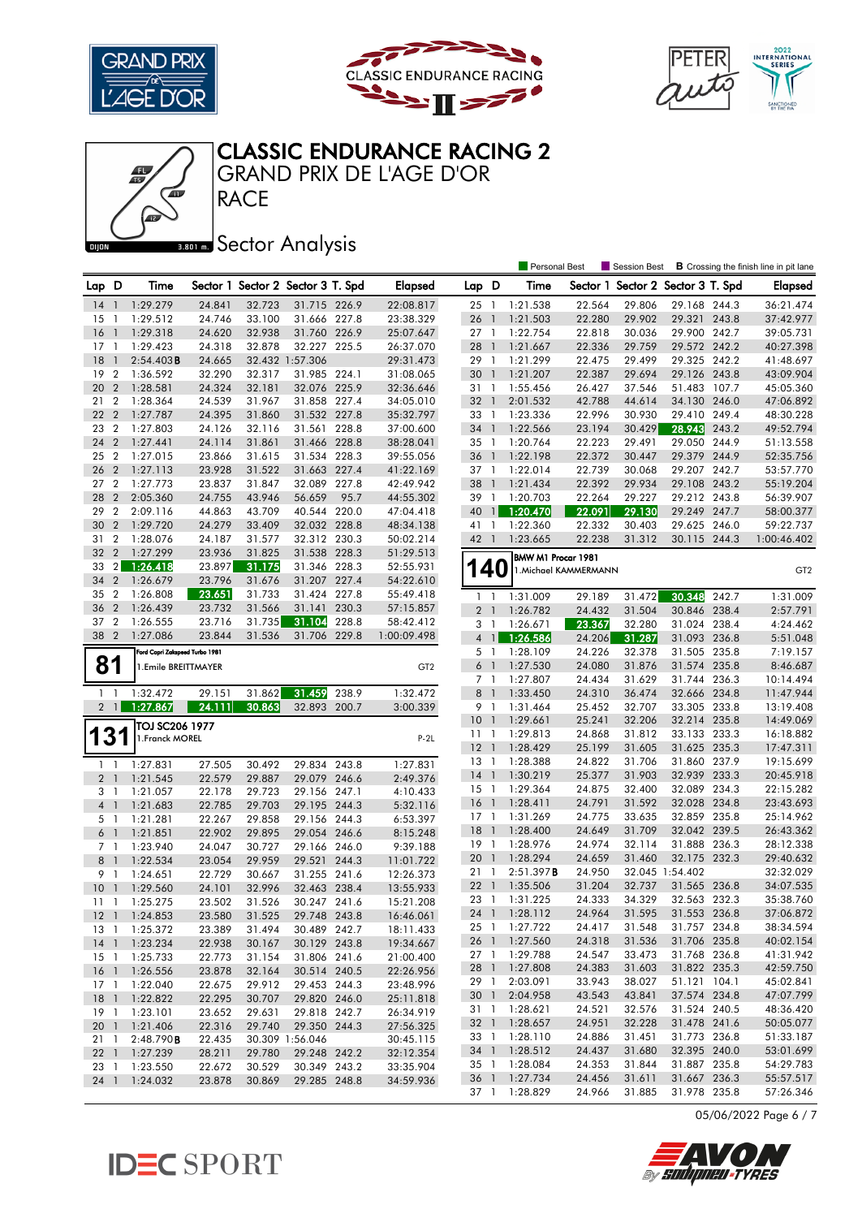# CLASSIC ENDURANCE RACING 2

## GRAND PRIX DE L'AGE D'OR

## RACE

### Sector Analysis

Personal Best | Session Best | **B** Crossing the finish line in pit lane

| Lap | D | Time | Sector 1 | Sector 2 | Sector 3 | T. Spd | Elapsed |
|---|---|---|---|---|---|---|---|
| 14 | 1 | 1:29.279 | 24.841 | 32.723 | 31.715 | 226.9 | 22:08.817 |
| 15 | 1 | 1:29.512 | 24.746 | 33.100 | 31.666 | 227.8 | 23:38.329 |
| 16 | 1 | 1:29.318 | 24.620 | 32.938 | 31.760 | 226.9 | 25:07.647 |
| 17 | 1 | 1:29.423 | 24.318 | 32.878 | 32.227 | 225.5 | 26:37.070 |
| 18 | 1 | 2:54.403B | 24.665 | 32.432 | 1:57.306 | | 29:31.473 |
| 19 | 2 | 1:36.592 | 32.290 | 32.317 | 31.985 | 224.1 | 31:08.065 |
| 20 | 2 | 1:28.581 | 24.324 | 32.181 | 32.076 | 225.9 | 32:36.646 |
| 21 | 2 | 1:28.364 | 24.539 | 31.967 | 31.858 | 227.4 | 34:05.010 |
| 22 | 2 | 1:27.787 | 24.395 | 31.860 | 31.532 | 227.8 | 35:32.797 |
| 23 | 2 | 1:27.803 | 24.126 | 32.116 | 31.561 | 228.8 | 37:00.600 |
| 24 | 2 | 1:27.441 | 24.114 | 31.861 | 31.466 | 228.8 | 38:28.041 |
| 25 | 2 | 1:27.015 | 23.866 | 31.615 | 31.534 | 228.3 | 39:55.056 |
| 26 | 2 | 1:27.113 | 23.928 | 31.522 | 31.663 | 227.4 | 41:22.169 |
| 27 | 2 | 1:27.773 | 23.837 | 31.847 | 32.089 | 227.8 | 42:49.942 |
| 28 | 2 | 2:05.360 | 24.755 | 43.946 | 56.659 | 95.7 | 44:55.302 |
| 29 | 2 | 2:09.116 | 44.863 | 43.709 | 40.544 | 220.0 | 47:04.418 |
| 30 | 2 | 1:29.720 | 24.279 | 33.409 | 32.032 | 228.8 | 48:34.138 |
| 31 | 2 | 1:28.076 | 24.187 | 31.577 | 32.312 | 230.3 | 50:02.214 |
| 32 | 2 | 1:27.299 | 23.936 | 31.825 | 31.538 | 228.3 | 51:29.513 |
| 33 | 2 | 1:26.418 | 23.897 | 31.175 | 31.346 | 228.3 | 52:55.931 |
| 34 | 2 | 1:26.679 | 23.796 | 31.676 | 31.207 | 227.4 | 54:22.610 |
| 35 | 2 | 1:26.808 | 23.651 | 31.733 | 31.424 | 227.8 | 55:49.418 |
| 36 | 2 | 1:26.439 | 23.732 | 31.566 | 31.141 | 230.3 | 57:15.857 |
| 37 | 2 | 1:26.555 | 23.716 | 31.735 | 31.104 | 228.8 | 58:42.412 |
| 38 | 2 | 1:27.086 | 23.844 | 31.536 | 31.706 | 229.8 | 1:00:09.498 |

**81** — Ford Capri Zakspeed Turbo 1981 — 1.Emile BREITTMAYER — GT2

| Lap | D | Time | Sector 1 | Sector 2 | Sector 3 | T. Spd | Elapsed |
|---|---|---|---|---|---|---|---|
| 1 | 1 | 1:32.472 | 29.151 | 31.862 | 31.459 | 238.9 | 1:32.472 |
| 2 | 1 | 1:27.867 | 24.111 | 30.863 | 32.893 | 200.7 | 3:00.339 |

**131** — TOJ SC206 1977 — 1.Franck MOREL — P-2L

| Lap | D | Time | Sector 1 | Sector 2 | Sector 3 | T. Spd | Elapsed |
|---|---|---|---|---|---|---|---|
| 1 | 1 | 1:27.831 | 27.505 | 30.492 | 29.834 | 243.8 | 1:27.831 |
| 2 | 1 | 1:21.545 | 22.579 | 29.887 | 29.079 | 246.6 | 2:49.376 |
| 3 | 1 | 1:21.057 | 22.178 | 29.723 | 29.156 | 247.1 | 4:10.433 |
| 4 | 1 | 1:21.683 | 22.785 | 29.703 | 29.195 | 244.3 | 5:32.116 |
| 5 | 1 | 1:21.281 | 22.267 | 29.858 | 29.156 | 244.3 | 6:53.397 |
| 6 | 1 | 1:21.851 | 22.902 | 29.895 | 29.054 | 246.6 | 8:15.248 |
| 7 | 1 | 1:23.940 | 24.047 | 30.727 | 29.166 | 246.0 | 9:39.188 |
| 8 | 1 | 1:22.534 | 23.054 | 29.959 | 29.521 | 244.3 | 11:01.722 |
| 9 | 1 | 1:24.651 | 22.729 | 30.667 | 31.255 | 241.6 | 12:26.373 |
| 10 | 1 | 1:29.560 | 24.101 | 32.996 | 32.463 | 238.4 | 13:55.933 |
| 11 | 1 | 1:25.275 | 23.502 | 31.526 | 30.247 | 241.6 | 15:21.208 |
| 12 | 1 | 1:24.853 | 23.580 | 31.525 | 29.748 | 243.8 | 16:46.061 |
| 13 | 1 | 1:25.372 | 23.389 | 31.494 | 30.489 | 242.7 | 18:11.433 |
| 14 | 1 | 1:23.234 | 22.938 | 30.167 | 30.129 | 243.8 | 19:34.667 |
| 15 | 1 | 1:25.733 | 22.773 | 31.154 | 31.806 | 241.6 | 21:00.400 |
| 16 | 1 | 1:26.556 | 23.878 | 32.164 | 30.514 | 240.5 | 22:26.956 |
| 17 | 1 | 1:22.040 | 22.675 | 29.912 | 29.453 | 244.3 | 23:48.996 |
| 18 | 1 | 1:22.822 | 22.295 | 30.707 | 29.820 | 246.0 | 25:11.818 |
| 19 | 1 | 1:23.101 | 23.652 | 29.631 | 29.818 | 242.7 | 26:34.919 |
| 20 | 1 | 1:21.406 | 22.316 | 29.740 | 29.350 | 244.3 | 27:56.325 |
| 21 | 1 | 2:48.790B | 22.435 | 30.309 | 1:56.046 | | 30:45.115 |
| 22 | 1 | 1:27.239 | 28.211 | 29.780 | 29.248 | 242.2 | 32:12.354 |
| 23 | 1 | 1:23.550 | 22.672 | 30.529 | 30.349 | 243.2 | 33:35.904 |
| 24 | 1 | 1:24.032 | 23.878 | 30.869 | 29.285 | 248.8 | 34:59.936 |
| 25 | 1 | 1:21.538 | 22.564 | 29.806 | 29.168 | 244.3 | 36:21.474 |
| 26 | 1 | 1:21.503 | 22.280 | 29.902 | 29.321 | 243.8 | 37:42.977 |
| 27 | 1 | 1:22.754 | 22.818 | 30.036 | 29.900 | 242.7 | 39:05.731 |
| 28 | 1 | 1:21.667 | 22.336 | 29.759 | 29.572 | 242.2 | 40:27.398 |
| 29 | 1 | 1:21.299 | 22.475 | 29.499 | 29.325 | 242.2 | 41:48.697 |
| 30 | 1 | 1:21.207 | 22.387 | 29.694 | 29.126 | 243.8 | 43:09.904 |
| 31 | 1 | 1:55.456 | 26.427 | 37.546 | 51.483 | 107.7 | 45:05.360 |
| 32 | 1 | 2:01.532 | 42.788 | 44.614 | 34.130 | 246.0 | 47:06.892 |
| 33 | 1 | 1:23.336 | 22.996 | 30.930 | 29.410 | 249.4 | 48:30.228 |
| 34 | 1 | 1:22.566 | 23.194 | 30.429 | 28.943 | 243.2 | 49:52.794 |
| 35 | 1 | 1:20.764 | 22.223 | 29.491 | 29.050 | 244.9 | 51:13.558 |
| 36 | 1 | 1:22.198 | 22.372 | 30.447 | 29.379 | 244.9 | 52:35.756 |
| 37 | 1 | 1:22.014 | 22.739 | 30.068 | 29.207 | 242.7 | 53:57.770 |
| 38 | 1 | 1:21.434 | 22.392 | 29.934 | 29.108 | 243.2 | 55:19.204 |
| 39 | 1 | 1:20.703 | 22.264 | 29.227 | 29.212 | 243.8 | 56:39.907 |
| 40 | 1 | 1:20.470 | 22.091 | 29.130 | 29.249 | 247.7 | 58:00.377 |
| 41 | 1 | 1:22.360 | 22.332 | 30.403 | 29.625 | 246.0 | 59:22.737 |
| 42 | 1 | 1:23.665 | 22.238 | 31.312 | 30.115 | 244.3 | 1:00:46.402 |

**140** — BMW M1 Procar 1981 — 1.Michael KAMMERMANN — GT2

| Lap | D | Time | Sector 1 | Sector 2 | Sector 3 | T. Spd | Elapsed |
|---|---|---|---|---|---|---|---|
| 1 | 1 | 1:31.009 | 29.189 | 31.472 | 30.348 | 242.7 | 1:31.009 |
| 2 | 1 | 1:26.782 | 24.432 | 31.504 | 30.846 | 238.4 | 2:57.791 |
| 3 | 1 | 1:26.671 | 23.367 | 32.280 | 31.024 | 238.4 | 4:24.462 |
| 4 | 1 | 1:26.586 | 24.206 | 31.287 | 31.093 | 236.8 | 5:51.048 |
| 5 | 1 | 1:28.109 | 24.226 | 32.378 | 31.505 | 235.8 | 7:19.157 |
| 6 | 1 | 1:27.530 | 24.080 | 31.876 | 31.574 | 235.8 | 8:46.687 |
| 7 | 1 | 1:27.807 | 24.434 | 31.629 | 31.744 | 236.3 | 10:14.494 |
| 8 | 1 | 1:33.450 | 24.310 | 36.474 | 32.666 | 234.8 | 11:47.944 |
| 9 | 1 | 1:31.464 | 25.452 | 32.707 | 33.305 | 233.8 | 13:19.408 |
| 10 | 1 | 1:29.661 | 25.241 | 32.206 | 32.214 | 235.8 | 14:49.069 |
| 11 | 1 | 1:29.813 | 24.868 | 31.812 | 33.133 | 233.3 | 16:18.882 |
| 12 | 1 | 1:28.429 | 25.199 | 31.605 | 31.625 | 235.3 | 17:47.311 |
| 13 | 1 | 1:28.388 | 24.822 | 31.706 | 31.860 | 237.9 | 19:15.699 |
| 14 | 1 | 1:30.219 | 25.377 | 31.903 | 32.939 | 233.3 | 20:45.918 |
| 15 | 1 | 1:29.364 | 24.875 | 32.400 | 32.089 | 234.3 | 22:15.282 |
| 16 | 1 | 1:28.411 | 24.791 | 31.592 | 32.028 | 234.8 | 23:43.693 |
| 17 | 1 | 1:31.269 | 24.775 | 33.635 | 32.859 | 235.8 | 25:14.962 |
| 18 | 1 | 1:28.400 | 24.649 | 31.709 | 32.042 | 239.5 | 26:43.362 |
| 19 | 1 | 1:28.976 | 24.974 | 32.114 | 31.888 | 236.3 | 28:12.338 |
| 20 | 1 | 1:28.294 | 24.659 | 31.460 | 32.175 | 232.3 | 29:40.632 |
| 21 | 1 | 2:51.397B | 24.950 | 32.045 | 1:54.402 | | 32:32.029 |
| 22 | 1 | 1:35.506 | 31.204 | 32.737 | 31.565 | 236.8 | 34:07.535 |
| 23 | 1 | 1:31.225 | 24.333 | 34.329 | 32.563 | 232.3 | 35:38.760 |
| 24 | 1 | 1:28.112 | 24.964 | 31.595 | 31.553 | 236.8 | 37:06.872 |
| 25 | 1 | 1:27.722 | 24.417 | 31.548 | 31.757 | 234.8 | 38:34.594 |
| 26 | 1 | 1:27.560 | 24.318 | 31.536 | 31.706 | 235.8 | 40:02.154 |
| 27 | 1 | 1:29.788 | 24.547 | 33.473 | 31.768 | 236.8 | 41:31.942 |
| 28 | 1 | 1:27.808 | 24.383 | 31.603 | 31.822 | 235.3 | 42:59.750 |
| 29 | 1 | 2:03.091 | 33.943 | 38.027 | 51.121 | 104.1 | 45:02.841 |
| 30 | 1 | 2:04.958 | 43.543 | 43.841 | 37.574 | 234.8 | 47:07.799 |
| 31 | 1 | 1:28.621 | 24.521 | 32.576 | 31.524 | 240.5 | 48:36.420 |
| 32 | 1 | 1:28.657 | 24.951 | 32.228 | 31.478 | 241.6 | 50:05.077 |
| 33 | 1 | 1:28.110 | 24.886 | 31.451 | 31.773 | 236.8 | 51:33.187 |
| 34 | 1 | 1:28.512 | 24.437 | 31.680 | 32.395 | 240.0 | 53:01.699 |
| 35 | 1 | 1:28.084 | 24.353 | 31.844 | 31.887 | 235.8 | 54:29.783 |
| 36 | 1 | 1:27.734 | 24.456 | 31.611 | 31.667 | 236.3 | 55:57.517 |
| 37 | 1 | 1:28.829 | 24.966 | 31.885 | 31.978 | 235.8 | 57:26.346 |

05/06/2022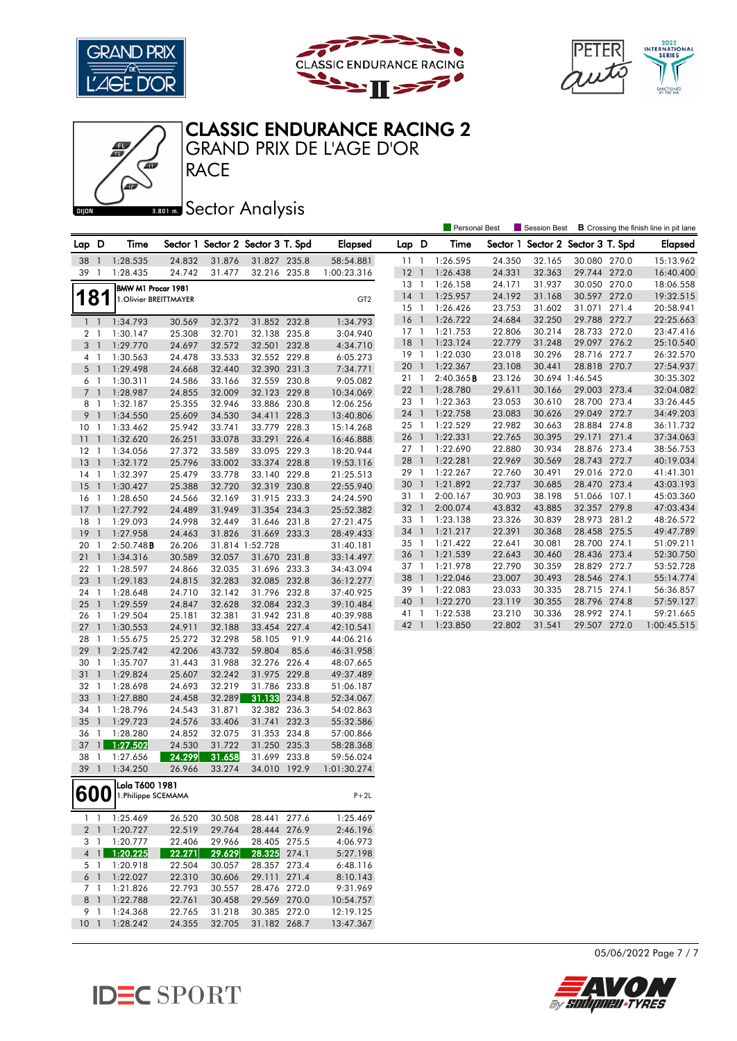# CLASSIC ENDURANCE RACING 2

## GRAND PRIX DE L'AGE D'OR

## RACE

DIJON 3.801 m.

## Sector Analysis

Personal Best | Session Best | B Crossing the finish line in pit lane

| Lap | D | Time | Sector 1 | Sector 2 | Sector 3 | T. Spd | Elapsed |
|---|---|---|---|---|---|---|---|
| 38 | 1 | 1:28.535 | 24.832 | 31.876 | 31.827 | 235.8 | 58:54.881 |
| 39 | 1 | 1:28.435 | 24.742 | 31.477 | 32.216 | 235.8 | 1:00:23.316 |

**181** BMW M1 Procar 1981 — 1.Olivier BREITTMAYER — GT2

| Lap | D | Time | Sector 1 | Sector 2 | Sector 3 | T. Spd | Elapsed |
|---|---|---|---|---|---|---|---|
| 1 | 1 | 1:34.793 | 30.569 | 32.372 | 31.852 | 232.8 | 1:34.793 |
| 2 | 1 | 1:30.147 | 25.308 | 32.701 | 32.138 | 235.8 | 3:04.940 |
| 3 | 1 | 1:29.770 | 24.697 | 32.572 | 32.501 | 232.8 | 4:34.710 |
| 4 | 1 | 1:30.563 | 24.478 | 33.533 | 32.552 | 229.8 | 6:05.273 |
| 5 | 1 | 1:29.498 | 24.668 | 32.440 | 32.390 | 231.3 | 7:34.771 |
| 6 | 1 | 1:30.311 | 24.586 | 33.166 | 32.559 | 230.8 | 9:05.082 |
| 7 | 1 | 1:28.987 | 24.855 | 32.009 | 32.123 | 229.8 | 10:34.069 |
| 8 | 1 | 1:32.187 | 25.355 | 32.946 | 33.886 | 230.8 | 12:06.256 |
| 9 | 1 | 1:34.550 | 25.609 | 34.530 | 34.411 | 228.3 | 13:40.806 |
| 10 | 1 | 1:33.462 | 25.942 | 33.741 | 33.779 | 228.3 | 15:14.268 |
| 11 | 1 | 1:32.620 | 26.251 | 33.078 | 33.291 | 226.4 | 16:46.888 |
| 12 | 1 | 1:34.056 | 27.372 | 33.589 | 33.095 | 229.3 | 18:20.944 |
| 13 | 1 | 1:32.172 | 25.796 | 33.002 | 33.374 | 228.8 | 19:53.116 |
| 14 | 1 | 1:32.397 | 25.479 | 33.778 | 33.140 | 229.8 | 21:25.513 |
| 15 | 1 | 1:30.427 | 25.388 | 32.720 | 32.319 | 230.8 | 22:55.940 |
| 16 | 1 | 1:28.650 | 24.566 | 32.169 | 31.915 | 233.3 | 24:24.590 |
| 17 | 1 | 1:27.792 | 24.489 | 31.949 | 31.354 | 234.3 | 25:52.382 |
| 18 | 1 | 1:29.093 | 24.998 | 32.449 | 31.646 | 231.8 | 27:21.475 |
| 19 | 1 | 1:27.958 | 24.463 | 31.826 | 31.669 | 233.3 | 28:49.433 |
| 20 | 1 | 2:50.748 B | 26.206 | 31.814 | 1:52.728 | | 31:40.181 |
| 21 | 1 | 1:34.316 | 30.589 | 32.057 | 31.670 | 231.8 | 33:14.497 |
| 22 | 1 | 1:28.597 | 24.866 | 32.035 | 31.696 | 233.3 | 34:43.094 |
| 23 | 1 | 1:29.183 | 24.815 | 32.283 | 32.085 | 232.8 | 36:12.277 |
| 24 | 1 | 1:28.648 | 24.710 | 32.142 | 31.796 | 232.8 | 37:40.925 |
| 25 | 1 | 1:29.559 | 24.847 | 32.628 | 32.084 | 232.3 | 39:10.484 |
| 26 | 1 | 1:29.504 | 25.181 | 32.381 | 31.942 | 231.8 | 40:39.988 |
| 27 | 1 | 1:30.553 | 24.911 | 32.188 | 33.454 | 227.4 | 42:10.541 |
| 28 | 1 | 1:55.675 | 25.272 | 32.298 | 58.105 | 91.9 | 44:06.216 |
| 29 | 1 | 2:25.742 | 42.206 | 43.732 | 59.804 | 85.6 | 46:31.958 |
| 30 | 1 | 1:35.707 | 31.443 | 31.988 | 32.276 | 226.4 | 48:07.665 |
| 31 | 1 | 1:29.824 | 25.607 | 32.242 | 31.975 | 229.8 | 49:37.489 |
| 32 | 1 | 1:28.698 | 24.693 | 32.219 | 31.786 | 233.8 | 51:06.187 |
| 33 | 1 | 1:27.880 | 24.458 | 32.289 | 31.133 | 234.8 | 52:34.067 |
| 34 | 1 | 1:28.796 | 24.543 | 31.871 | 32.382 | 236.3 | 54:02.863 |
| 35 | 1 | 1:29.723 | 24.576 | 33.406 | 31.741 | 232.3 | 55:32.586 |
| 36 | 1 | 1:28.280 | 24.852 | 32.075 | 31.353 | 234.8 | 57:00.866 |
| 37 | 1 | 1:27.502 | 24.530 | 31.722 | 31.250 | 235.3 | 58:28.368 |
| 38 | 1 | 1:27.656 | 24.299 | 31.658 | 31.699 | 233.8 | 59:56.024 |
| 39 | 1 | 1:34.250 | 26.966 | 33.274 | 34.010 | 192.9 | 1:01:30.274 |

**600** Lola T600 1981 — 1.Philippe SCEMAMA — P+2L

| Lap | D | Time | Sector 1 | Sector 2 | Sector 3 | T. Spd | Elapsed |
|---|---|---|---|---|---|---|---|
| 1 | 1 | 1:25.469 | 26.520 | 30.508 | 28.441 | 277.6 | 1:25.469 |
| 2 | 1 | 1:20.727 | 22.519 | 29.764 | 28.444 | 276.9 | 2:46.196 |
| 3 | 1 | 1:20.777 | 22.406 | 29.966 | 28.405 | 275.5 | 4:06.973 |
| 4 | 1 | 1:20.225 | 22.271 | 29.629 | 28.325 | 274.1 | 5:27.198 |
| 5 | 1 | 1:20.918 | 22.504 | 30.057 | 28.357 | 273.4 | 6:48.116 |
| 6 | 1 | 1:22.027 | 22.310 | 30.606 | 29.111 | 271.4 | 8:10.143 |
| 7 | 1 | 1:21.826 | 22.793 | 30.557 | 28.476 | 272.0 | 9:31.969 |
| 8 | 1 | 1:22.788 | 22.761 | 30.458 | 29.569 | 270.0 | 10:54.757 |
| 9 | 1 | 1:24.368 | 22.765 | 31.218 | 30.385 | 272.0 | 12:19.125 |
| 10 | 1 | 1:28.242 | 24.355 | 32.705 | 31.182 | 268.7 | 13:47.367 |
| 11 | 1 | 1:26.595 | 24.350 | 32.165 | 30.080 | 270.0 | 15:13.962 |
| 12 | 1 | 1:26.438 | 24.331 | 32.363 | 29.744 | 272.0 | 16:40.400 |
| 13 | 1 | 1:26.158 | 24.171 | 31.937 | 30.050 | 270.0 | 18:06.558 |
| 14 | 1 | 1:25.957 | 24.192 | 31.168 | 30.597 | 272.0 | 19:32.515 |
| 15 | 1 | 1:26.426 | 23.753 | 31.602 | 31.071 | 271.4 | 20:58.941 |
| 16 | 1 | 1:26.722 | 24.684 | 32.250 | 29.788 | 272.7 | 22:25.663 |
| 17 | 1 | 1:21.753 | 22.806 | 30.214 | 28.733 | 272.0 | 23:47.416 |
| 18 | 1 | 1:23.124 | 22.779 | 31.248 | 29.097 | 276.2 | 25:10.540 |
| 19 | 1 | 1:22.030 | 23.018 | 30.296 | 28.716 | 272.7 | 26:32.570 |
| 20 | 1 | 1:22.367 | 23.108 | 30.441 | 28.818 | 270.7 | 27:54.937 |
| 21 | 1 | 2:40.365 B | 23.126 | 30.694 | 1:46.545 | | 30:35.302 |
| 22 | 1 | 1:28.780 | 29.611 | 30.166 | 29.003 | 273.4 | 32:04.082 |
| 23 | 1 | 1:22.363 | 23.053 | 30.610 | 28.700 | 273.4 | 33:26.445 |
| 24 | 1 | 1:22.758 | 23.083 | 30.626 | 29.049 | 272.7 | 34:49.203 |
| 25 | 1 | 1:22.529 | 22.982 | 30.663 | 28.884 | 274.8 | 36:11.732 |
| 26 | 1 | 1:22.331 | 22.765 | 30.395 | 29.171 | 271.4 | 37:34.063 |
| 27 | 1 | 1:22.690 | 22.880 | 30.934 | 28.876 | 273.4 | 38:56.753 |
| 28 | 1 | 1:22.281 | 22.969 | 30.569 | 28.743 | 272.7 | 40:19.034 |
| 29 | 1 | 1:22.267 | 22.760 | 30.491 | 29.016 | 272.0 | 41:41.301 |
| 30 | 1 | 1:21.892 | 22.737 | 30.685 | 28.470 | 273.4 | 43:03.193 |
| 31 | 1 | 2:00.167 | 30.903 | 38.198 | 51.066 | 107.1 | 45:03.360 |
| 32 | 1 | 2:00.074 | 43.832 | 43.885 | 32.357 | 279.8 | 47:03.434 |
| 33 | 1 | 1:23.138 | 23.326 | 30.839 | 28.973 | 281.2 | 48:26.572 |
| 34 | 1 | 1:21.217 | 22.391 | 30.368 | 28.458 | 275.5 | 49:47.789 |
| 35 | 1 | 1:21.422 | 22.641 | 30.081 | 28.700 | 274.1 | 51:09.211 |
| 36 | 1 | 1:21.539 | 22.643 | 30.460 | 28.436 | 273.4 | 52:30.750 |
| 37 | 1 | 1:21.978 | 22.790 | 30.359 | 28.829 | 272.7 | 53:52.728 |
| 38 | 1 | 1:22.046 | 23.007 | 30.493 | 28.546 | 274.1 | 55:14.774 |
| 39 | 1 | 1:22.083 | 23.033 | 30.335 | 28.715 | 274.1 | 56:36.857 |
| 40 | 1 | 1:22.270 | 23.119 | 30.355 | 28.796 | 274.8 | 57:59.127 |
| 41 | 1 | 1:22.538 | 23.210 | 30.336 | 28.992 | 274.1 | 59:21.665 |
| 42 | 1 | 1:23.850 | 22.802 | 31.541 | 29.507 | 272.0 | 1:00:45.515 |

05/06/2022